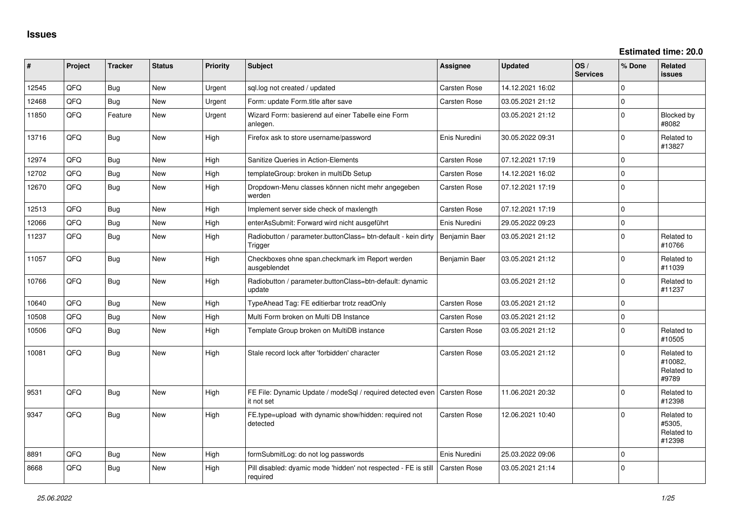# Issues

**Estimated time: 20.0**

| # | Project | Tracker | Status | Priority | Subject | Assignee | Updated | OS / Services | % Done | Related issues |
|---|---|---|---|---|---|---|---|---|---|---|
| 12545 | QFQ | Bug | New | Urgent | sql.log not created / updated | Carsten Rose | 14.12.2021 16:02 | | 0 | |
| 12468 | QFQ | Bug | New | Urgent | Form: update Form.title after save | Carsten Rose | 03.05.2021 21:12 | | 0 | |
| 11850 | QFQ | Feature | New | Urgent | Wizard Form: basierend auf einer Tabelle eine Form anlegen. | | 03.05.2021 21:12 | | 0 | Blocked by #8082 |
| 13716 | QFQ | Bug | New | High | Firefox ask to store username/password | Enis Nuredini | 30.05.2022 09:31 | | 0 | Related to #13827 |
| 12974 | QFQ | Bug | New | High | Sanitize Queries in Action-Elements | Carsten Rose | 07.12.2021 17:19 | | 0 | |
| 12702 | QFQ | Bug | New | High | templateGroup: broken in multiDb Setup | Carsten Rose | 14.12.2021 16:02 | | 0 | |
| 12670 | QFQ | Bug | New | High | Dropdown-Menu classes können nicht mehr angegeben werden | Carsten Rose | 07.12.2021 17:19 | | 0 | |
| 12513 | QFQ | Bug | New | High | Implement server side check of maxlength | Carsten Rose | 07.12.2021 17:19 | | 0 | |
| 12066 | QFQ | Bug | New | High | enterAsSubmit: Forward wird nicht ausgeführt | Enis Nuredini | 29.05.2022 09:23 | | 0 | |
| 11237 | QFQ | Bug | New | High | Radiobutton / parameter.buttonClass= btn-default - kein dirty Trigger | Benjamin Baer | 03.05.2021 21:12 | | 0 | Related to #10766 |
| 11057 | QFQ | Bug | New | High | Checkboxes ohne span.checkmark im Report werden ausgeblendet | Benjamin Baer | 03.05.2021 21:12 | | 0 | Related to #11039 |
| 10766 | QFQ | Bug | New | High | Radiobutton / parameter.buttonClass=btn-default: dynamic update | | 03.05.2021 21:12 | | 0 | Related to #11237 |
| 10640 | QFQ | Bug | New | High | TypeAhead Tag: FE editierbar trotz readOnly | Carsten Rose | 03.05.2021 21:12 | | 0 | |
| 10508 | QFQ | Bug | New | High | Multi Form broken on Multi DB Instance | Carsten Rose | 03.05.2021 21:12 | | 0 | |
| 10506 | QFQ | Bug | New | High | Template Group broken on MultiDB instance | Carsten Rose | 03.05.2021 21:12 | | 0 | Related to #10505 |
| 10081 | QFQ | Bug | New | High | Stale record lock after 'forbidden' character | Carsten Rose | 03.05.2021 21:12 | | 0 | Related to #10082, Related to #9789 |
| 9531 | QFQ | Bug | New | High | FE File: Dynamic Update / modeSql / required detected even it not set | Carsten Rose | 11.06.2021 20:32 | | 0 | Related to #12398 |
| 9347 | QFQ | Bug | New | High | FE.type=upload with dynamic show/hidden: required not detected | Carsten Rose | 12.06.2021 10:40 | | 0 | Related to #5305, Related to #12398 |
| 8891 | QFQ | Bug | New | High | formSubmitLog: do not log passwords | Enis Nuredini | 25.03.2022 09:06 | | 0 | |
| 8668 | QFQ | Bug | New | High | Pill disabled: dyamic mode 'hidden' not respected - FE is still required | Carsten Rose | 03.05.2021 21:14 | | 0 | |

*25.06.2022*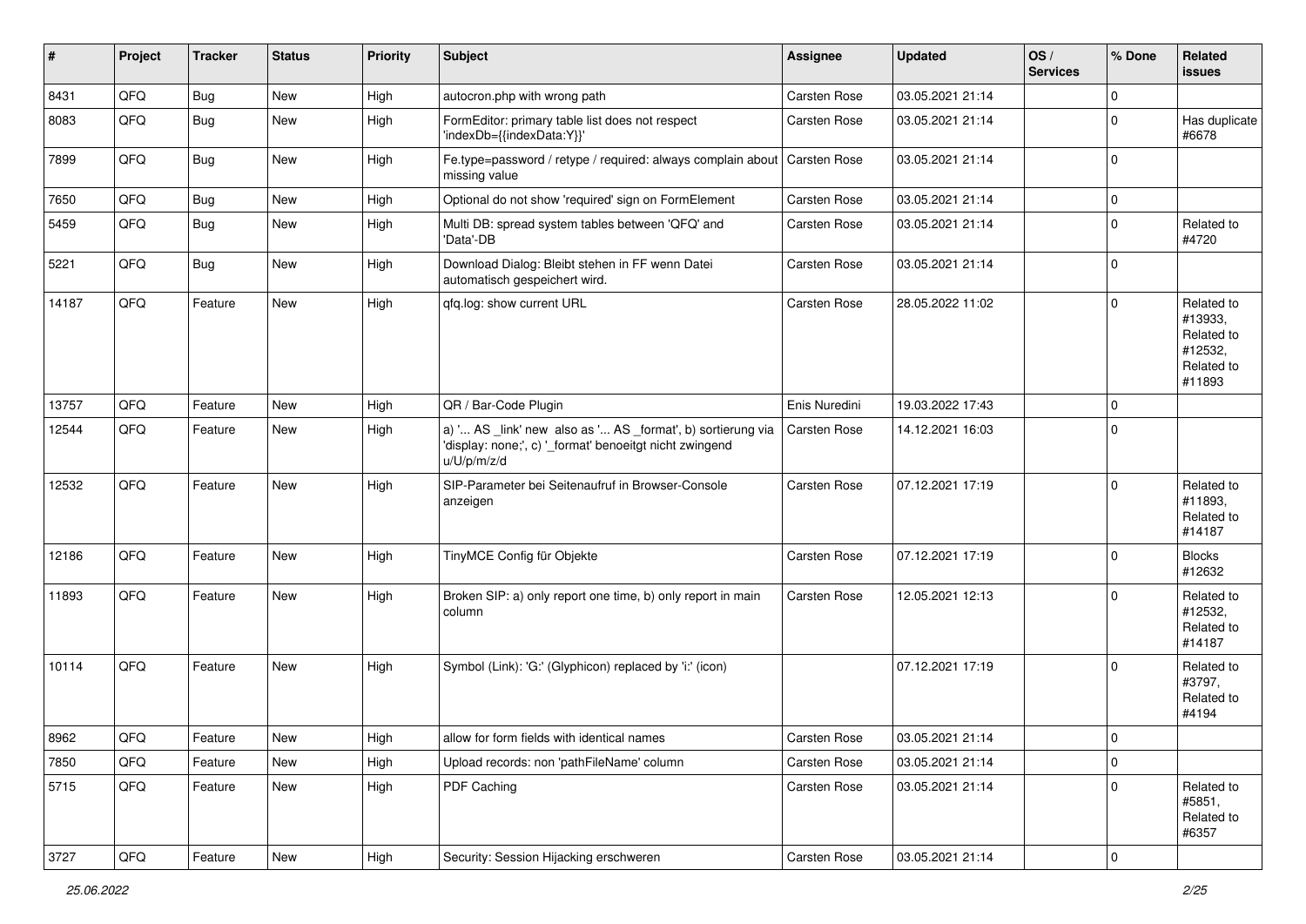| # | Project | Tracker | Status | Priority | Subject | Assignee | Updated | OS / Services | % Done | Related issues |
|---|---|---|---|---|---|---|---|---|---|---|
| 8431 | QFQ | Bug | New | High | autocron.php with wrong path | Carsten Rose | 03.05.2021 21:14 | | 0 | |
| 8083 | QFQ | Bug | New | High | FormEditor: primary table list does not respect 'indexDb={{indexData:Y}}' | Carsten Rose | 03.05.2021 21:14 | | 0 | Has duplicate #6678 |
| 7899 | QFQ | Bug | New | High | Fe.type=password / retype / required: always complain about missing value | Carsten Rose | 03.05.2021 21:14 | | 0 | |
| 7650 | QFQ | Bug | New | High | Optional do not show 'required' sign on FormElement | Carsten Rose | 03.05.2021 21:14 | | 0 | |
| 5459 | QFQ | Bug | New | High | Multi DB: spread system tables between 'QFQ' and 'Data'-DB | Carsten Rose | 03.05.2021 21:14 | | 0 | Related to #4720 |
| 5221 | QFQ | Bug | New | High | Download Dialog: Bleibt stehen in FF wenn Datei automatisch gespeichert wird. | Carsten Rose | 03.05.2021 21:14 | | 0 | |
| 14187 | QFQ | Feature | New | High | qfq.log: show current URL | Carsten Rose | 28.05.2022 11:02 | | 0 | Related to #13933, Related to #12532, Related to #11893 |
| 13757 | QFQ | Feature | New | High | QR / Bar-Code Plugin | Enis Nuredini | 19.03.2022 17:43 | | 0 | |
| 12544 | QFQ | Feature | New | High | a) '... AS _link' new also as '... AS _format', b) sortierung via 'display: none;', c) '_format' benoeitgt nicht zwingend u/U/p/m/z/d | Carsten Rose | 14.12.2021 16:03 | | 0 | |
| 12532 | QFQ | Feature | New | High | SIP-Parameter bei Seitenaufruf in Browser-Console anzeigen | Carsten Rose | 07.12.2021 17:19 | | 0 | Related to #11893, Related to #14187 |
| 12186 | QFQ | Feature | New | High | TinyMCE Config für Objekte | Carsten Rose | 07.12.2021 17:19 | | 0 | Blocks #12632 |
| 11893 | QFQ | Feature | New | High | Broken SIP: a) only report one time, b) only report in main column | Carsten Rose | 12.05.2021 12:13 | | 0 | Related to #12532, Related to #14187 |
| 10114 | QFQ | Feature | New | High | Symbol (Link): 'G:' (Glyphicon) replaced by 'i:' (icon) | | 07.12.2021 17:19 | | 0 | Related to #3797, Related to #4194 |
| 8962 | QFQ | Feature | New | High | allow for form fields with identical names | Carsten Rose | 03.05.2021 21:14 | | 0 | |
| 7850 | QFQ | Feature | New | High | Upload records: non 'pathFileName' column | Carsten Rose | 03.05.2021 21:14 | | 0 | |
| 5715 | QFQ | Feature | New | High | PDF Caching | Carsten Rose | 03.05.2021 21:14 | | 0 | Related to #5851, Related to #6357 |
| 3727 | QFQ | Feature | New | High | Security: Session Hijacking erschweren | Carsten Rose | 03.05.2021 21:14 | | 0 | |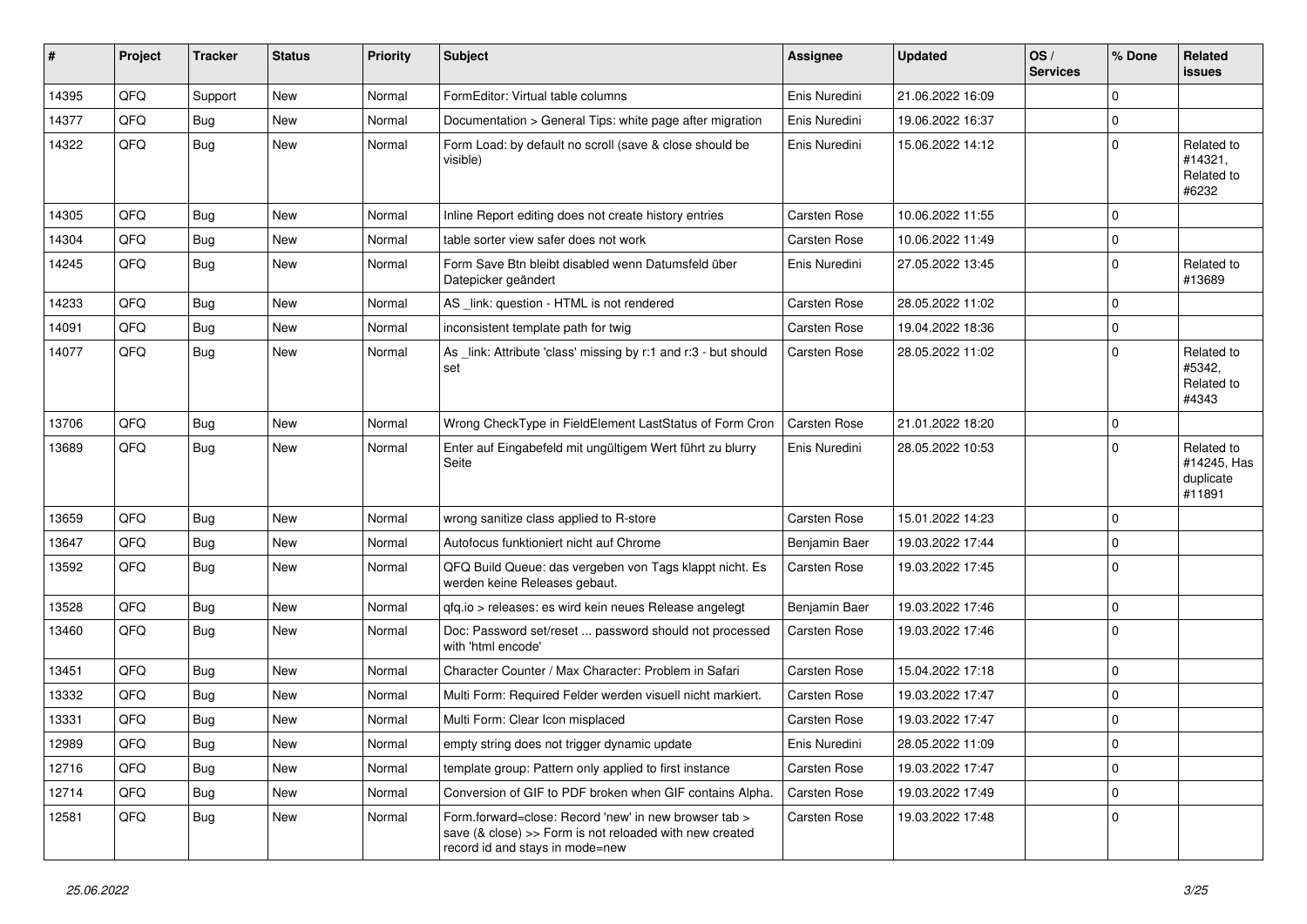| # | Project | Tracker | Status | Priority | Subject | Assignee | Updated | OS / Services | % Done | Related issues |
|---|---|---|---|---|---|---|---|---|---|---|
| 14395 | QFQ | Support | New | Normal | FormEditor: Virtual table columns | Enis Nuredini | 21.06.2022 16:09 | | 0 | |
| 14377 | QFQ | Bug | New | Normal | Documentation > General Tips: white page after migration | Enis Nuredini | 19.06.2022 16:37 | | 0 | |
| 14322 | QFQ | Bug | New | Normal | Form Load: by default no scroll (save & close should be visible) | Enis Nuredini | 15.06.2022 14:12 | | 0 | Related to #14321, Related to #6232 |
| 14305 | QFQ | Bug | New | Normal | Inline Report editing does not create history entries | Carsten Rose | 10.06.2022 11:55 | | 0 | |
| 14304 | QFQ | Bug | New | Normal | table sorter view safer does not work | Carsten Rose | 10.06.2022 11:49 | | 0 | |
| 14245 | QFQ | Bug | New | Normal | Form Save Btn bleibt disabled wenn Datumsfeld über Datepicker geändert | Enis Nuredini | 27.05.2022 13:45 | | 0 | Related to #13689 |
| 14233 | QFQ | Bug | New | Normal | AS _link: question - HTML is not rendered | Carsten Rose | 28.05.2022 11:02 | | 0 | |
| 14091 | QFQ | Bug | New | Normal | inconsistent template path for twig | Carsten Rose | 19.04.2022 18:36 | | 0 | |
| 14077 | QFQ | Bug | New | Normal | As _link: Attribute 'class' missing by r:1 and r:3 - but should set | Carsten Rose | 28.05.2022 11:02 | | 0 | Related to #5342, Related to #4343 |
| 13706 | QFQ | Bug | New | Normal | Wrong CheckType in FieldElement LastStatus of Form Cron | Carsten Rose | 21.01.2022 18:20 | | 0 | |
| 13689 | QFQ | Bug | New | Normal | Enter auf Eingabefeld mit ungültigem Wert führt zu blurry Seite | Enis Nuredini | 28.05.2022 10:53 | | 0 | Related to #14245, Has duplicate #11891 |
| 13659 | QFQ | Bug | New | Normal | wrong sanitize class applied to R-store | Carsten Rose | 15.01.2022 14:23 | | 0 | |
| 13647 | QFQ | Bug | New | Normal | Autofocus funktioniert nicht auf Chrome | Benjamin Baer | 19.03.2022 17:44 | | 0 | |
| 13592 | QFQ | Bug | New | Normal | QFQ Build Queue: das vergeben von Tags klappt nicht. Es werden keine Releases gebaut. | Carsten Rose | 19.03.2022 17:45 | | 0 | |
| 13528 | QFQ | Bug | New | Normal | qfq.io > releases: es wird kein neues Release angelegt | Benjamin Baer | 19.03.2022 17:46 | | 0 | |
| 13460 | QFQ | Bug | New | Normal | Doc: Password set/reset ... password should not processed with 'html encode' | Carsten Rose | 19.03.2022 17:46 | | 0 | |
| 13451 | QFQ | Bug | New | Normal | Character Counter / Max Character: Problem in Safari | Carsten Rose | 15.04.2022 17:18 | | 0 | |
| 13332 | QFQ | Bug | New | Normal | Multi Form: Required Felder werden visuell nicht markiert. | Carsten Rose | 19.03.2022 17:47 | | 0 | |
| 13331 | QFQ | Bug | New | Normal | Multi Form: Clear Icon misplaced | Carsten Rose | 19.03.2022 17:47 | | 0 | |
| 12989 | QFQ | Bug | New | Normal | empty string does not trigger dynamic update | Enis Nuredini | 28.05.2022 11:09 | | 0 | |
| 12716 | QFQ | Bug | New | Normal | template group: Pattern only applied to first instance | Carsten Rose | 19.03.2022 17:47 | | 0 | |
| 12714 | QFQ | Bug | New | Normal | Conversion of GIF to PDF broken when GIF contains Alpha. | Carsten Rose | 19.03.2022 17:49 | | 0 | |
| 12581 | QFQ | Bug | New | Normal | Form.forward=close: Record 'new' in new browser tab > save (& close) >> Form is not reloaded with new created record id and stays in mode=new | Carsten Rose | 19.03.2022 17:48 | | 0 | |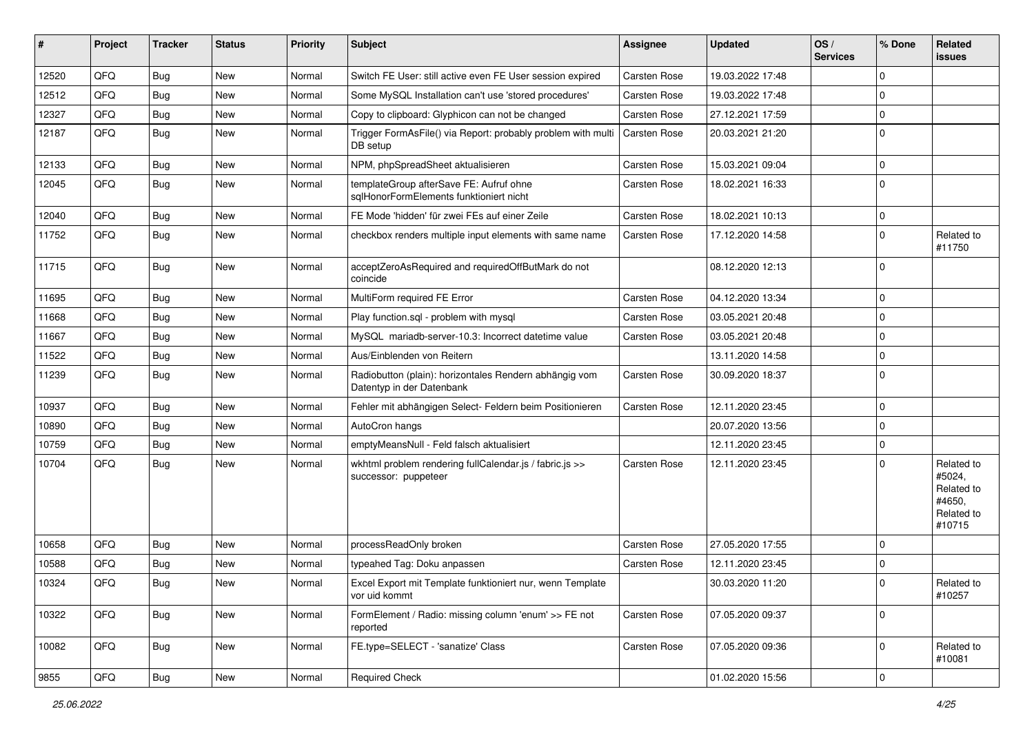| # | Project | Tracker | Status | Priority | Subject | Assignee | Updated | OS / Services | % Done | Related issues |
|---|---|---|---|---|---|---|---|---|---|---|
| 12520 | QFQ | Bug | New | Normal | Switch FE User: still active even FE User session expired | Carsten Rose | 19.03.2022 17:48 | | 0 | |
| 12512 | QFQ | Bug | New | Normal | Some MySQL Installation can't use 'stored procedures' | Carsten Rose | 19.03.2022 17:48 | | 0 | |
| 12327 | QFQ | Bug | New | Normal | Copy to clipboard: Glyphicon can not be changed | Carsten Rose | 27.12.2021 17:59 | | 0 | |
| 12187 | QFQ | Bug | New | Normal | Trigger FormAsFile() via Report: probably problem with multi DB setup | Carsten Rose | 20.03.2021 21:20 | | 0 | |
| 12133 | QFQ | Bug | New | Normal | NPM, phpSpreadSheet aktualisieren | Carsten Rose | 15.03.2021 09:04 | | 0 | |
| 12045 | QFQ | Bug | New | Normal | templateGroup afterSave FE: Aufruf ohne sqlHonorFormElements funktioniert nicht | Carsten Rose | 18.02.2021 16:33 | | 0 | |
| 12040 | QFQ | Bug | New | Normal | FE Mode 'hidden' für zwei FEs auf einer Zeile | Carsten Rose | 18.02.2021 10:13 | | 0 | |
| 11752 | QFQ | Bug | New | Normal | checkbox renders multiple input elements with same name | Carsten Rose | 17.12.2020 14:58 | | 0 | Related to #11750 |
| 11715 | QFQ | Bug | New | Normal | acceptZeroAsRequired and requiredOffButMark do not coincide | | 08.12.2020 12:13 | | 0 | |
| 11695 | QFQ | Bug | New | Normal | MultiForm required FE Error | Carsten Rose | 04.12.2020 13:34 | | 0 | |
| 11668 | QFQ | Bug | New | Normal | Play function.sql - problem with mysql | Carsten Rose | 03.05.2021 20:48 | | 0 | |
| 11667 | QFQ | Bug | New | Normal | MySQL mariadb-server-10.3: Incorrect datetime value | Carsten Rose | 03.05.2021 20:48 | | 0 | |
| 11522 | QFQ | Bug | New | Normal | Aus/Einblenden von Reitern | | 13.11.2020 14:58 | | 0 | |
| 11239 | QFQ | Bug | New | Normal | Radiobutton (plain): horizontales Rendern abhängig vom Datentyp in der Datenbank | Carsten Rose | 30.09.2020 18:37 | | 0 | |
| 10937 | QFQ | Bug | New | Normal | Fehler mit abhängigen Select- Feldern beim Positionieren | Carsten Rose | 12.11.2020 23:45 | | 0 | |
| 10890 | QFQ | Bug | New | Normal | AutoCron hangs | | 20.07.2020 13:56 | | 0 | |
| 10759 | QFQ | Bug | New | Normal | emptyMeansNull - Feld falsch aktualisiert | | 12.11.2020 23:45 | | 0 | |
| 10704 | QFQ | Bug | New | Normal | wkhtml problem rendering fullCalendar.js / fabric.js >> successor: puppeteer | Carsten Rose | 12.11.2020 23:45 | | 0 | Related to #5024, Related to #4650, Related to #10715 |
| 10658 | QFQ | Bug | New | Normal | processReadOnly broken | Carsten Rose | 27.05.2020 17:55 | | 0 | |
| 10588 | QFQ | Bug | New | Normal | typeahed Tag: Doku anpassen | Carsten Rose | 12.11.2020 23:45 | | 0 | |
| 10324 | QFQ | Bug | New | Normal | Excel Export mit Template funktioniert nur, wenn Template vor uid kommt | | 30.03.2020 11:20 | | 0 | Related to #10257 |
| 10322 | QFQ | Bug | New | Normal | FormElement / Radio: missing column 'enum' >> FE not reported | Carsten Rose | 07.05.2020 09:37 | | 0 | |
| 10082 | QFQ | Bug | New | Normal | FE.type=SELECT - 'sanatize' Class | Carsten Rose | 07.05.2020 09:36 | | 0 | Related to #10081 |
| 9855 | QFQ | Bug | New | Normal | Required Check | | 01.02.2020 15:56 | | 0 | |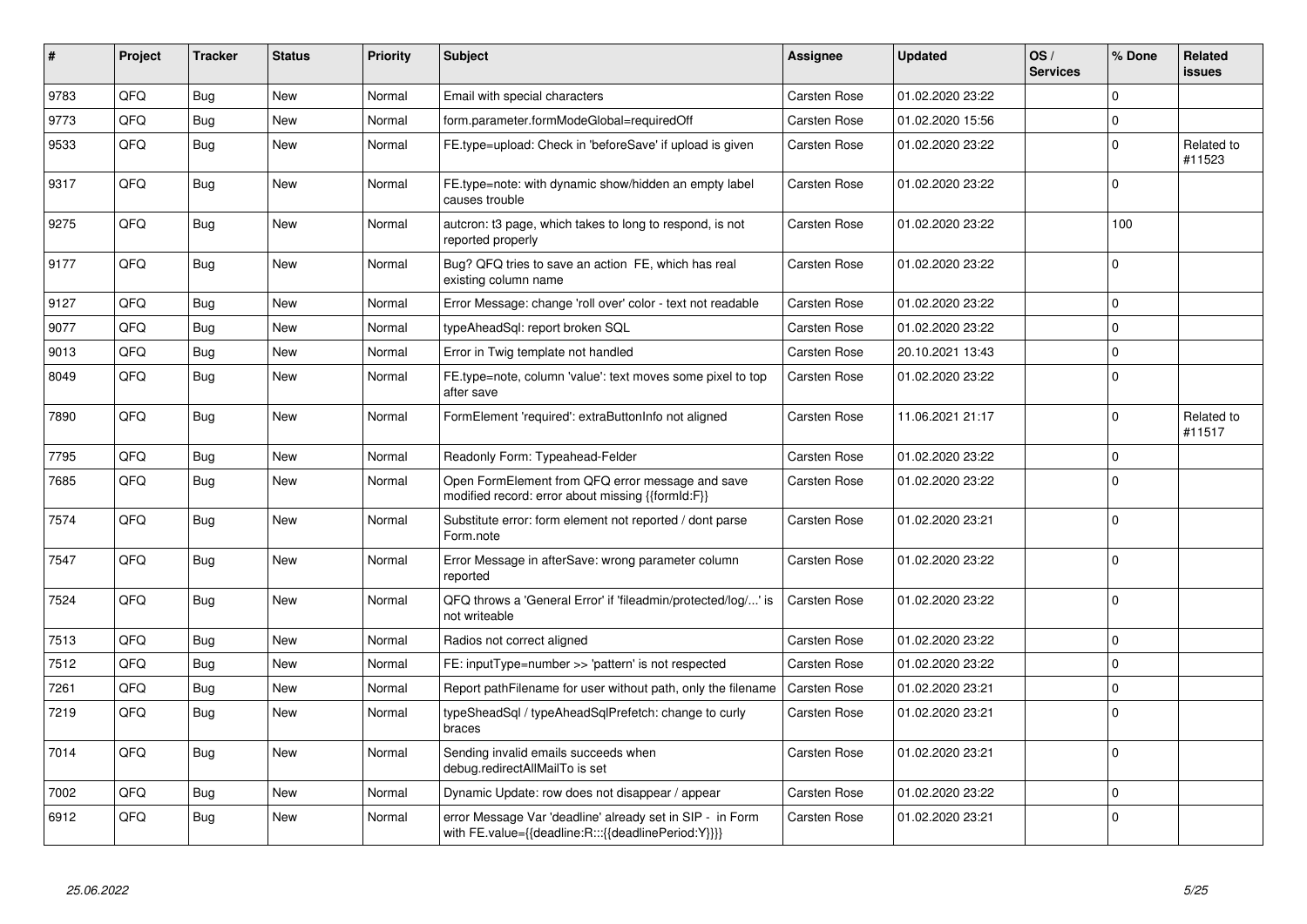| # | Project | Tracker | Status | Priority | Subject | Assignee | Updated | OS / Services | % Done | Related issues |
|---|---|---|---|---|---|---|---|---|---|---|
| 9783 | QFQ | Bug | New | Normal | Email with special characters | Carsten Rose | 01.02.2020 23:22 | | 0 | |
| 9773 | QFQ | Bug | New | Normal | form.parameter.formModeGlobal=requiredOff | Carsten Rose | 01.02.2020 15:56 | | 0 | |
| 9533 | QFQ | Bug | New | Normal | FE.type=upload: Check in 'beforeSave' if upload is given | Carsten Rose | 01.02.2020 23:22 | | 0 | Related to #11523 |
| 9317 | QFQ | Bug | New | Normal | FE.type=note: with dynamic show/hidden an empty label causes trouble | Carsten Rose | 01.02.2020 23:22 | | 0 | |
| 9275 | QFQ | Bug | New | Normal | autcron: t3 page, which takes to long to respond, is not reported properly | Carsten Rose | 01.02.2020 23:22 | | 100 | |
| 9177 | QFQ | Bug | New | Normal | Bug? QFQ tries to save an action FE, which has real existing column name | Carsten Rose | 01.02.2020 23:22 | | 0 | |
| 9127 | QFQ | Bug | New | Normal | Error Message: change 'roll over' color - text not readable | Carsten Rose | 01.02.2020 23:22 | | 0 | |
| 9077 | QFQ | Bug | New | Normal | typeAheadSql: report broken SQL | Carsten Rose | 01.02.2020 23:22 | | 0 | |
| 9013 | QFQ | Bug | New | Normal | Error in Twig template not handled | Carsten Rose | 20.10.2021 13:43 | | 0 | |
| 8049 | QFQ | Bug | New | Normal | FE.type=note, column 'value': text moves some pixel to top after save | Carsten Rose | 01.02.2020 23:22 | | 0 | |
| 7890 | QFQ | Bug | New | Normal | FormElement 'required': extraButtonInfo not aligned | Carsten Rose | 11.06.2021 21:17 | | 0 | Related to #11517 |
| 7795 | QFQ | Bug | New | Normal | Readonly Form: Typeahead-Felder | Carsten Rose | 01.02.2020 23:22 | | 0 | |
| 7685 | QFQ | Bug | New | Normal | Open FormElement from QFQ error message and save modified record: error about missing {{formId:F}} | Carsten Rose | 01.02.2020 23:22 | | 0 | |
| 7574 | QFQ | Bug | New | Normal | Substitute error: form element not reported / dont parse Form.note | Carsten Rose | 01.02.2020 23:21 | | 0 | |
| 7547 | QFQ | Bug | New | Normal | Error Message in afterSave: wrong parameter column reported | Carsten Rose | 01.02.2020 23:22 | | 0 | |
| 7524 | QFQ | Bug | New | Normal | QFQ throws a 'General Error' if 'fileadmin/protected/log/...' is not writeable | Carsten Rose | 01.02.2020 23:22 | | 0 | |
| 7513 | QFQ | Bug | New | Normal | Radios not correct aligned | Carsten Rose | 01.02.2020 23:22 | | 0 | |
| 7512 | QFQ | Bug | New | Normal | FE: inputType=number >> 'pattern' is not respected | Carsten Rose | 01.02.2020 23:22 | | 0 | |
| 7261 | QFQ | Bug | New | Normal | Report pathFilename for user without path, only the filename | Carsten Rose | 01.02.2020 23:21 | | 0 | |
| 7219 | QFQ | Bug | New | Normal | typeSheadSql / typeAheadSqlPrefetch: change to curly braces | Carsten Rose | 01.02.2020 23:21 | | 0 | |
| 7014 | QFQ | Bug | New | Normal | Sending invalid emails succeeds when debug.redirectAllMailTo is set | Carsten Rose | 01.02.2020 23:21 | | 0 | |
| 7002 | QFQ | Bug | New | Normal | Dynamic Update: row does not disappear / appear | Carsten Rose | 01.02.2020 23:22 | | 0 | |
| 6912 | QFQ | Bug | New | Normal | error Message Var 'deadline' already set in SIP - in Form with FE.value={{deadline:R:::{{deadlinePeriod:Y}}}} | Carsten Rose | 01.02.2020 23:21 | | 0 | |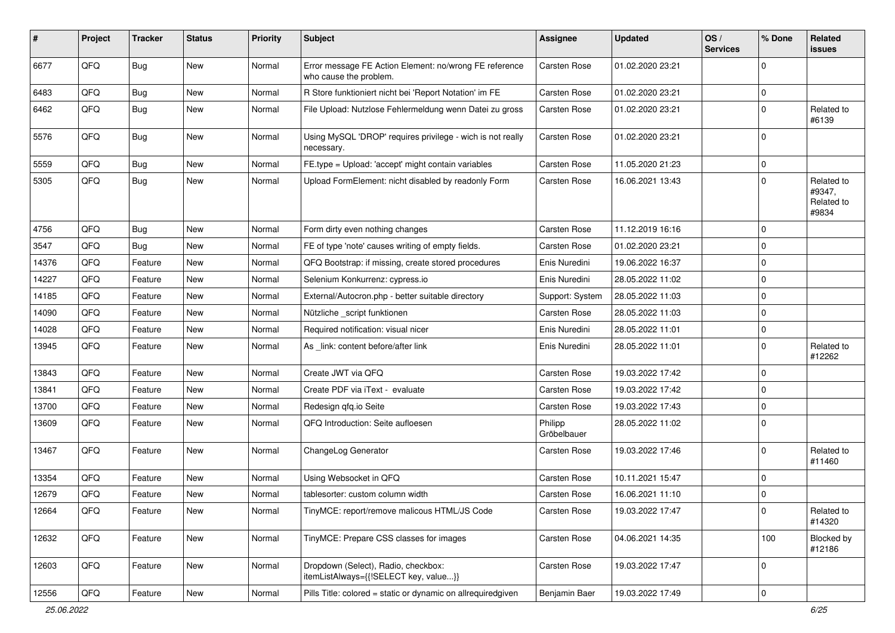| # | Project | Tracker | Status | Priority | Subject | Assignee | Updated | OS / Services | % Done | Related issues |
|---|---|---|---|---|---|---|---|---|---|---|
| 6677 | QFQ | Bug | New | Normal | Error message FE Action Element: no/wrong FE reference who cause the problem. | Carsten Rose | 01.02.2020 23:21 | | 0 | |
| 6483 | QFQ | Bug | New | Normal | R Store funktioniert nicht bei 'Report Notation' im FE | Carsten Rose | 01.02.2020 23:21 | | 0 | |
| 6462 | QFQ | Bug | New | Normal | File Upload: Nutzlose Fehlermeldung wenn Datei zu gross | Carsten Rose | 01.02.2020 23:21 | | 0 | Related to #6139 |
| 5576 | QFQ | Bug | New | Normal | Using MySQL 'DROP' requires privilege - wich is not really necessary. | Carsten Rose | 01.02.2020 23:21 | | 0 | |
| 5559 | QFQ | Bug | New | Normal | FE.type = Upload: 'accept' might contain variables | Carsten Rose | 11.05.2020 21:23 | | 0 | |
| 5305 | QFQ | Bug | New | Normal | Upload FormElement: nicht disabled by readonly Form | Carsten Rose | 16.06.2021 13:43 | | 0 | Related to #9347, Related to #9834 |
| 4756 | QFQ | Bug | New | Normal | Form dirty even nothing changes | Carsten Rose | 11.12.2019 16:16 | | 0 | |
| 3547 | QFQ | Bug | New | Normal | FE of type 'note' causes writing of empty fields. | Carsten Rose | 01.02.2020 23:21 | | 0 | |
| 14376 | QFQ | Feature | New | Normal | QFQ Bootstrap: if missing, create stored procedures | Enis Nuredini | 19.06.2022 16:37 | | 0 | |
| 14227 | QFQ | Feature | New | Normal | Selenium Konkurrenz: cypress.io | Enis Nuredini | 28.05.2022 11:02 | | 0 | |
| 14185 | QFQ | Feature | New | Normal | External/Autocron.php - better suitable directory | Support: System | 28.05.2022 11:03 | | 0 | |
| 14090 | QFQ | Feature | New | Normal | Nützliche _script funktionen | Carsten Rose | 28.05.2022 11:03 | | 0 | |
| 14028 | QFQ | Feature | New | Normal | Required notification: visual nicer | Enis Nuredini | 28.05.2022 11:01 | | 0 | |
| 13945 | QFQ | Feature | New | Normal | As _link: content before/after link | Enis Nuredini | 28.05.2022 11:01 | | 0 | Related to #12262 |
| 13843 | QFQ | Feature | New | Normal | Create JWT via QFQ | Carsten Rose | 19.03.2022 17:42 | | 0 | |
| 13841 | QFQ | Feature | New | Normal | Create PDF via iText - evaluate | Carsten Rose | 19.03.2022 17:42 | | 0 | |
| 13700 | QFQ | Feature | New | Normal | Redesign qfq.io Seite | Carsten Rose | 19.03.2022 17:43 | | 0 | |
| 13609 | QFQ | Feature | New | Normal | QFQ Introduction: Seite aufloesen | Philipp Gröbelbauer | 28.05.2022 11:02 | | 0 | |
| 13467 | QFQ | Feature | New | Normal | ChangeLog Generator | Carsten Rose | 19.03.2022 17:46 | | 0 | Related to #11460 |
| 13354 | QFQ | Feature | New | Normal | Using Websocket in QFQ | Carsten Rose | 10.11.2021 15:47 | | 0 | |
| 12679 | QFQ | Feature | New | Normal | tablesorter: custom column width | Carsten Rose | 16.06.2021 11:10 | | 0 | |
| 12664 | QFQ | Feature | New | Normal | TinyMCE: report/remove malicous HTML/JS Code | Carsten Rose | 19.03.2022 17:47 | | 0 | Related to #14320 |
| 12632 | QFQ | Feature | New | Normal | TinyMCE: Prepare CSS classes for images | Carsten Rose | 04.06.2021 14:35 | | 100 | Blocked by #12186 |
| 12603 | QFQ | Feature | New | Normal | Dropdown (Select), Radio, checkbox: itemListAlways={{!SELECT key, value...}} | Carsten Rose | 19.03.2022 17:47 | | 0 | |
| 12556 | QFQ | Feature | New | Normal | Pills Title: colored = static or dynamic on allrequiredgiven | Benjamin Baer | 19.03.2022 17:49 | | 0 | |

25.06.2022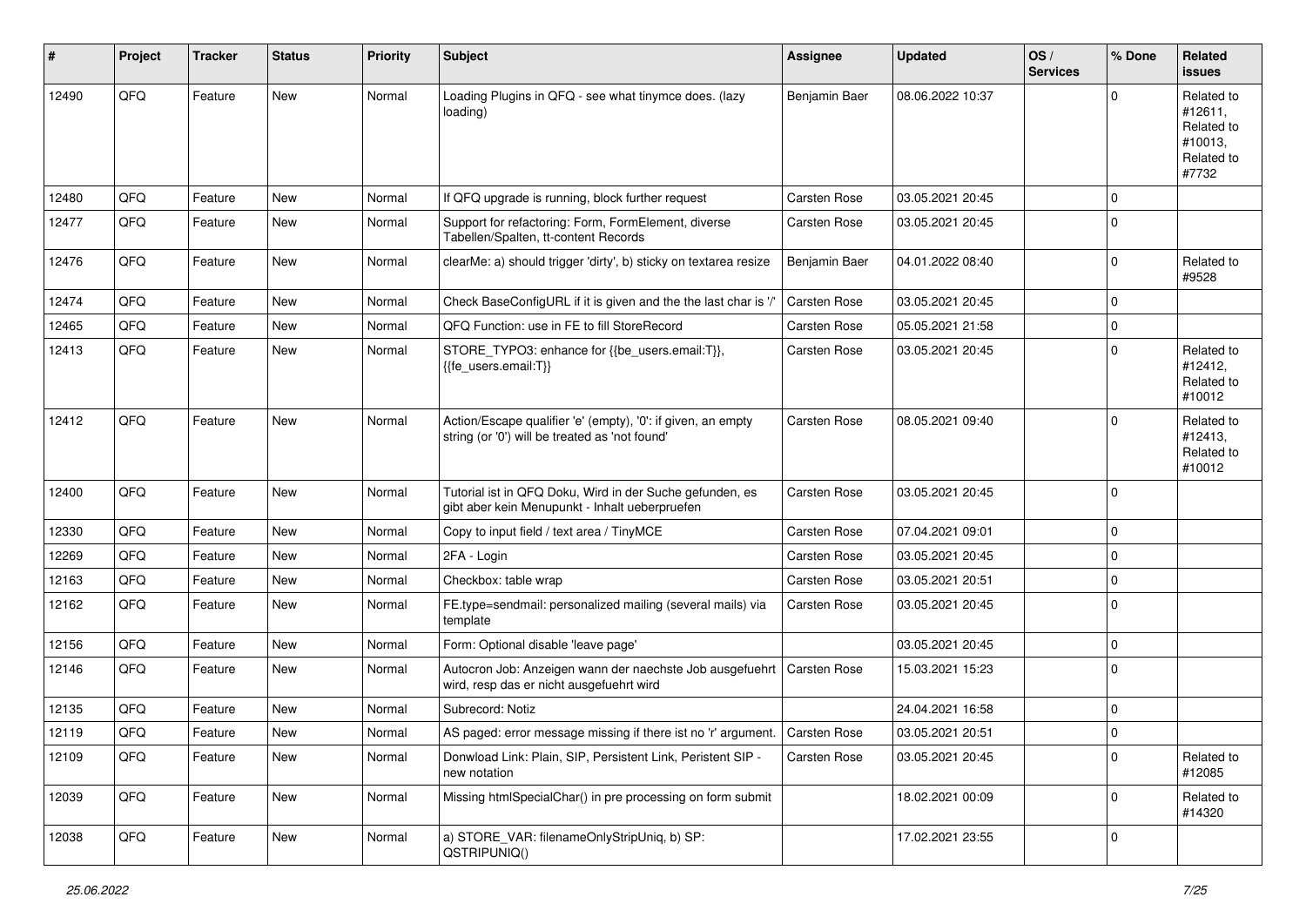| # | Project | Tracker | Status | Priority | Subject | Assignee | Updated | OS / Services | % Done | Related issues |
|---|---|---|---|---|---|---|---|---|---|---|
| 12490 | QFQ | Feature | New | Normal | Loading Plugins in QFQ - see what tinymce does. (lazy loading) | Benjamin Baer | 08.06.2022 10:37 | | 0 | Related to #12611, Related to #10013, Related to #7732 |
| 12480 | QFQ | Feature | New | Normal | If QFQ upgrade is running, block further request | Carsten Rose | 03.05.2021 20:45 | | 0 | |
| 12477 | QFQ | Feature | New | Normal | Support for refactoring: Form, FormElement, diverse Tabellen/Spalten, tt-content Records | Carsten Rose | 03.05.2021 20:45 | | 0 | |
| 12476 | QFQ | Feature | New | Normal | clearMe: a) should trigger 'dirty', b) sticky on textarea resize | Benjamin Baer | 04.01.2022 08:40 | | 0 | Related to #9528 |
| 12474 | QFQ | Feature | New | Normal | Check BaseConfigURL if it is given and the the last char is '/' | Carsten Rose | 03.05.2021 20:45 | | 0 | |
| 12465 | QFQ | Feature | New | Normal | QFQ Function: use in FE to fill StoreRecord | Carsten Rose | 05.05.2021 21:58 | | 0 | |
| 12413 | QFQ | Feature | New | Normal | STORE_TYPO3: enhance for {{be_users.email:T}}, {{fe_users.email:T}} | Carsten Rose | 03.05.2021 20:45 | | 0 | Related to #12412, Related to #10012 |
| 12412 | QFQ | Feature | New | Normal | Action/Escape qualifier 'e' (empty), '0': if given, an empty string (or '0') will be treated as 'not found' | Carsten Rose | 08.05.2021 09:40 | | 0 | Related to #12413, Related to #10012 |
| 12400 | QFQ | Feature | New | Normal | Tutorial ist in QFQ Doku, Wird in der Suche gefunden, es gibt aber kein Menupunkt - Inhalt ueberpruefen | Carsten Rose | 03.05.2021 20:45 | | 0 | |
| 12330 | QFQ | Feature | New | Normal | Copy to input field / text area / TinyMCE | Carsten Rose | 07.04.2021 09:01 | | 0 | |
| 12269 | QFQ | Feature | New | Normal | 2FA - Login | Carsten Rose | 03.05.2021 20:45 | | 0 | |
| 12163 | QFQ | Feature | New | Normal | Checkbox: table wrap | Carsten Rose | 03.05.2021 20:51 | | 0 | |
| 12162 | QFQ | Feature | New | Normal | FE.type=sendmail: personalized mailing (several mails) via template | Carsten Rose | 03.05.2021 20:45 | | 0 | |
| 12156 | QFQ | Feature | New | Normal | Form: Optional disable 'leave page' | | 03.05.2021 20:45 | | 0 | |
| 12146 | QFQ | Feature | New | Normal | Autocron Job: Anzeigen wann der naechste Job ausgefuehrt wird, resp das er nicht ausgefuehrt wird | Carsten Rose | 15.03.2021 15:23 | | 0 | |
| 12135 | QFQ | Feature | New | Normal | Subrecord: Notiz | | 24.04.2021 16:58 | | 0 | |
| 12119 | QFQ | Feature | New | Normal | AS paged: error message missing if there ist no 'r' argument. | Carsten Rose | 03.05.2021 20:51 | | 0 | |
| 12109 | QFQ | Feature | New | Normal | Donwload Link: Plain, SIP, Persistent Link, Peristent SIP - new notation | Carsten Rose | 03.05.2021 20:45 | | 0 | Related to #12085 |
| 12039 | QFQ | Feature | New | Normal | Missing htmlSpecialChar() in pre processing on form submit | | 18.02.2021 00:09 | | 0 | Related to #14320 |
| 12038 | QFQ | Feature | New | Normal | a) STORE_VAR: filenameOnlyStripUniq, b) SP: QSTRIPUNIQ() | | 17.02.2021 23:55 | | 0 | |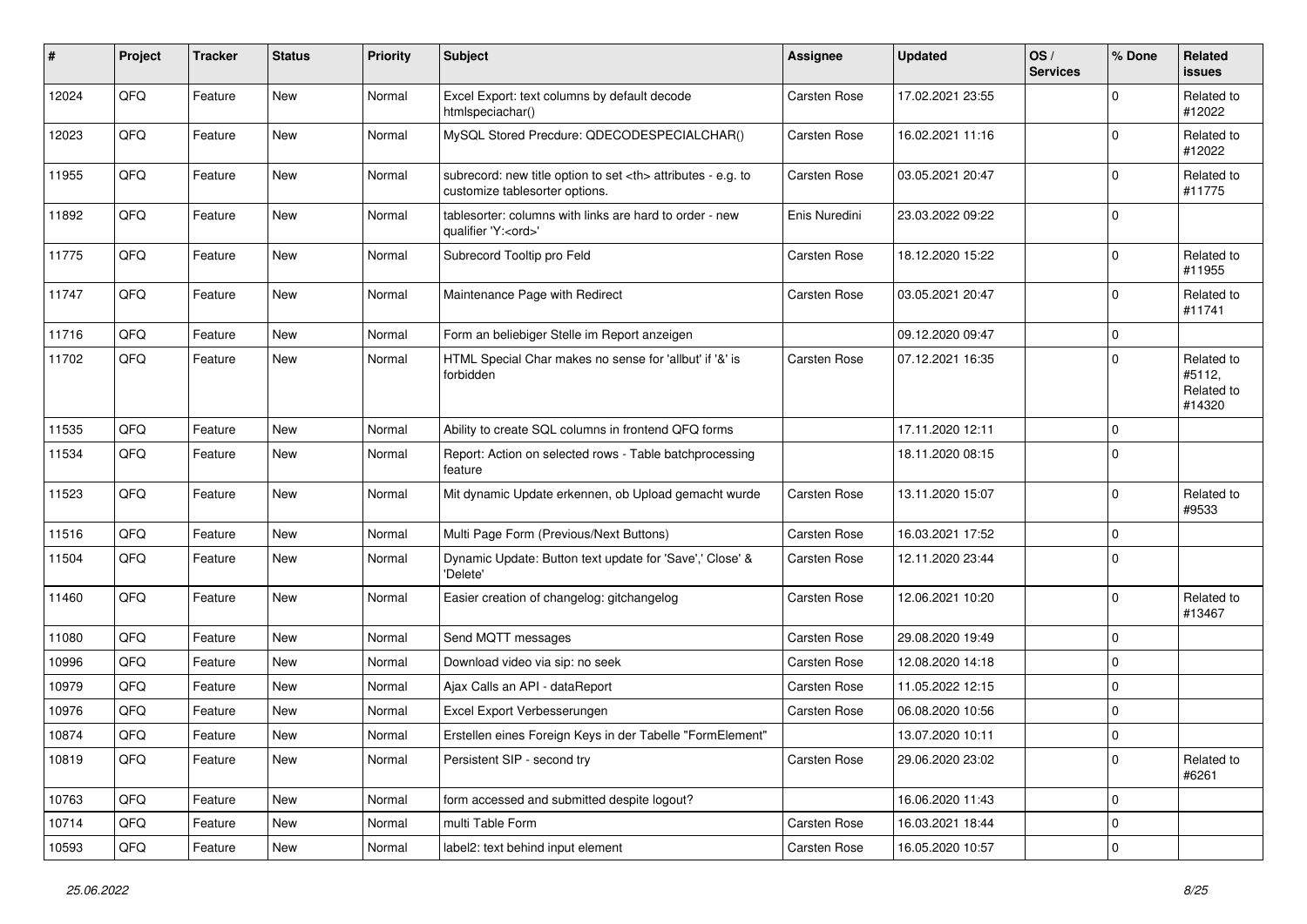| # | Project | Tracker | Status | Priority | Subject | Assignee | Updated | OS / Services | % Done | Related issues |
|---|---|---|---|---|---|---|---|---|---|---|
| 12024 | QFQ | Feature | New | Normal | Excel Export: text columns by default decode htmlspeciachar() | Carsten Rose | 17.02.2021 23:55 | | 0 | Related to #12022 |
| 12023 | QFQ | Feature | New | Normal | MySQL Stored Precdure: QDECODESPECIALCHAR() | Carsten Rose | 16.02.2021 11:16 | | 0 | Related to #12022 |
| 11955 | QFQ | Feature | New | Normal | subrecord: new title option to set <th> attributes - e.g. to customize tablesorter options. | Carsten Rose | 03.05.2021 20:47 | | 0 | Related to #11775 |
| 11892 | QFQ | Feature | New | Normal | tablesorter: columns with links are hard to order - new qualifier 'Y:<ord>' | Enis Nuredini | 23.03.2022 09:22 | | 0 | |
| 11775 | QFQ | Feature | New | Normal | Subrecord Tooltip pro Feld | Carsten Rose | 18.12.2020 15:22 | | 0 | Related to #11955 |
| 11747 | QFQ | Feature | New | Normal | Maintenance Page with Redirect | Carsten Rose | 03.05.2021 20:47 | | 0 | Related to #11741 |
| 11716 | QFQ | Feature | New | Normal | Form an beliebiger Stelle im Report anzeigen | | 09.12.2020 09:47 | | 0 | |
| 11702 | QFQ | Feature | New | Normal | HTML Special Char makes no sense for 'allbut' if '&' is forbidden | Carsten Rose | 07.12.2021 16:35 | | 0 | Related to #5112, Related to #14320 |
| 11535 | QFQ | Feature | New | Normal | Ability to create SQL columns in frontend QFQ forms | | 17.11.2020 12:11 | | 0 | |
| 11534 | QFQ | Feature | New | Normal | Report: Action on selected rows - Table batchprocessing feature | | 18.11.2020 08:15 | | 0 | |
| 11523 | QFQ | Feature | New | Normal | Mit dynamic Update erkennen, ob Upload gemacht wurde | Carsten Rose | 13.11.2020 15:07 | | 0 | Related to #9533 |
| 11516 | QFQ | Feature | New | Normal | Multi Page Form (Previous/Next Buttons) | Carsten Rose | 16.03.2021 17:52 | | 0 | |
| 11504 | QFQ | Feature | New | Normal | Dynamic Update: Button text update for 'Save',' Close' & 'Delete' | Carsten Rose | 12.11.2020 23:44 | | 0 | |
| 11460 | QFQ | Feature | New | Normal | Easier creation of changelog: gitchangelog | Carsten Rose | 12.06.2021 10:20 | | 0 | Related to #13467 |
| 11080 | QFQ | Feature | New | Normal | Send MQTT messages | Carsten Rose | 29.08.2020 19:49 | | 0 | |
| 10996 | QFQ | Feature | New | Normal | Download video via sip: no seek | Carsten Rose | 12.08.2020 14:18 | | 0 | |
| 10979 | QFQ | Feature | New | Normal | Ajax Calls an API - dataReport | Carsten Rose | 11.05.2022 12:15 | | 0 | |
| 10976 | QFQ | Feature | New | Normal | Excel Export Verbesserungen | Carsten Rose | 06.08.2020 10:56 | | 0 | |
| 10874 | QFQ | Feature | New | Normal | Erstellen eines Foreign Keys in der Tabelle "FormElement" | | 13.07.2020 10:11 | | 0 | |
| 10819 | QFQ | Feature | New | Normal | Persistent SIP - second try | Carsten Rose | 29.06.2020 23:02 | | 0 | Related to #6261 |
| 10763 | QFQ | Feature | New | Normal | form accessed and submitted despite logout? | | 16.06.2020 11:43 | | 0 | |
| 10714 | QFQ | Feature | New | Normal | multi Table Form | Carsten Rose | 16.03.2021 18:44 | | 0 | |
| 10593 | QFQ | Feature | New | Normal | label2: text behind input element | Carsten Rose | 16.05.2020 10:57 | | 0 | |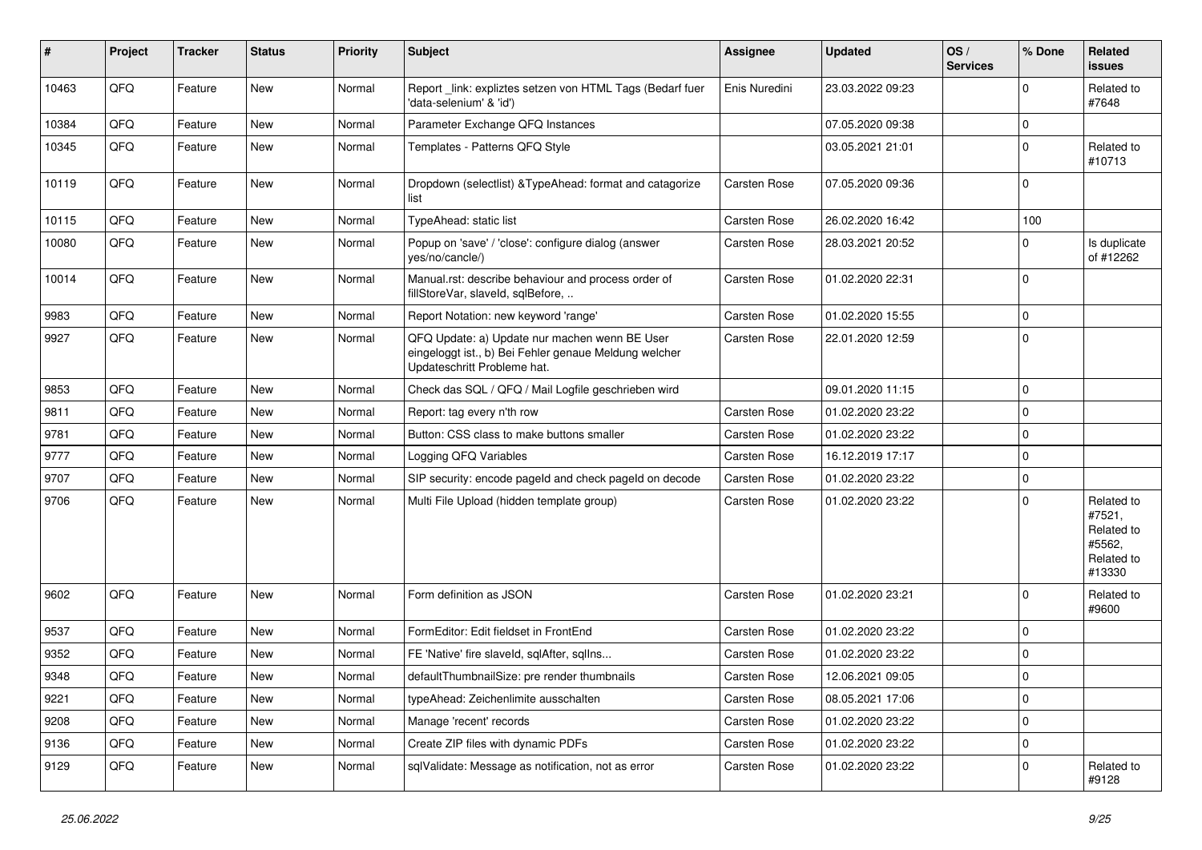| # | Project | Tracker | Status | Priority | Subject | Assignee | Updated | OS / Services | % Done | Related issues |
|---|---|---|---|---|---|---|---|---|---|---|
| 10463 | QFQ | Feature | New | Normal | Report _link: expliztes setzen von HTML Tags (Bedarf fuer 'data-selenium' & 'id') | Enis Nuredini | 23.03.2022 09:23 | | 0 | Related to #7648 |
| 10384 | QFQ | Feature | New | Normal | Parameter Exchange QFQ Instances | | 07.05.2020 09:38 | | 0 | |
| 10345 | QFQ | Feature | New | Normal | Templates - Patterns QFQ Style | | 03.05.2021 21:01 | | 0 | Related to #10713 |
| 10119 | QFQ | Feature | New | Normal | Dropdown (selectlist) &TypeAhead: format and catagorize list | Carsten Rose | 07.05.2020 09:36 | | 0 | |
| 10115 | QFQ | Feature | New | Normal | TypeAhead: static list | Carsten Rose | 26.02.2020 16:42 | | 100 | |
| 10080 | QFQ | Feature | New | Normal | Popup on 'save' / 'close': configure dialog (answer yes/no/cancle/) | Carsten Rose | 28.03.2021 20:52 | | 0 | Is duplicate of #12262 |
| 10014 | QFQ | Feature | New | Normal | Manual.rst: describe behaviour and process order of fillStoreVar, slaveId, sqlBefore, .. | Carsten Rose | 01.02.2020 22:31 | | 0 | |
| 9983 | QFQ | Feature | New | Normal | Report Notation: new keyword 'range' | Carsten Rose | 01.02.2020 15:55 | | 0 | |
| 9927 | QFQ | Feature | New | Normal | QFQ Update: a) Update nur machen wenn BE User eingeloggt ist., b) Bei Fehler genaue Meldung welcher Updateschritt Probleme hat. | Carsten Rose | 22.01.2020 12:59 | | 0 | |
| 9853 | QFQ | Feature | New | Normal | Check das SQL / QFQ / Mail Logfile geschrieben wird | | 09.01.2020 11:15 | | 0 | |
| 9811 | QFQ | Feature | New | Normal | Report: tag every n'th row | Carsten Rose | 01.02.2020 23:22 | | 0 | |
| 9781 | QFQ | Feature | New | Normal | Button: CSS class to make buttons smaller | Carsten Rose | 01.02.2020 23:22 | | 0 | |
| 9777 | QFQ | Feature | New | Normal | Logging QFQ Variables | Carsten Rose | 16.12.2019 17:17 | | 0 | |
| 9707 | QFQ | Feature | New | Normal | SIP security: encode pageId and check pageId on decode | Carsten Rose | 01.02.2020 23:22 | | 0 | |
| 9706 | QFQ | Feature | New | Normal | Multi File Upload (hidden template group) | Carsten Rose | 01.02.2020 23:22 | | 0 | Related to #7521, Related to #5562, Related to #13330 |
| 9602 | QFQ | Feature | New | Normal | Form definition as JSON | Carsten Rose | 01.02.2020 23:21 | | 0 | Related to #9600 |
| 9537 | QFQ | Feature | New | Normal | FormEditor: Edit fieldset in FrontEnd | Carsten Rose | 01.02.2020 23:22 | | 0 | |
| 9352 | QFQ | Feature | New | Normal | FE 'Native' fire slaveId, sqlAfter, sqlIns... | Carsten Rose | 01.02.2020 23:22 | | 0 | |
| 9348 | QFQ | Feature | New | Normal | defaultThumbnailSize: pre render thumbnails | Carsten Rose | 12.06.2021 09:05 | | 0 | |
| 9221 | QFQ | Feature | New | Normal | typeAhead: Zeichenlimite ausschalten | Carsten Rose | 08.05.2021 17:06 | | 0 | |
| 9208 | QFQ | Feature | New | Normal | Manage 'recent' records | Carsten Rose | 01.02.2020 23:22 | | 0 | |
| 9136 | QFQ | Feature | New | Normal | Create ZIP files with dynamic PDFs | Carsten Rose | 01.02.2020 23:22 | | 0 | |
| 9129 | QFQ | Feature | New | Normal | sqlValidate: Message as notification, not as error | Carsten Rose | 01.02.2020 23:22 | | 0 | Related to #9128 |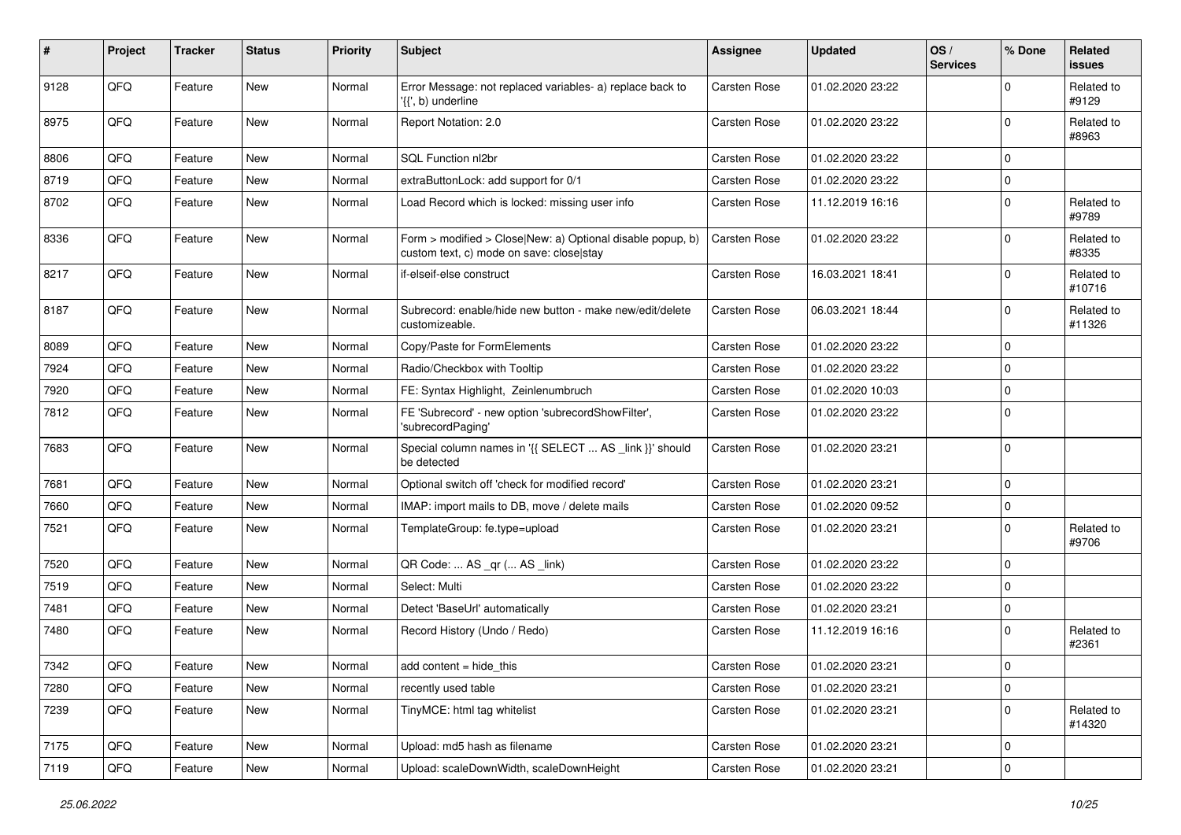| # | Project | Tracker | Status | Priority | Subject | Assignee | Updated | OS / Services | % Done | Related issues |
|---|---|---|---|---|---|---|---|---|---|---|
| 9128 | QFQ | Feature | New | Normal | Error Message: not replaced variables- a) replace back to '{{', b) underline | Carsten Rose | 01.02.2020 23:22 | | 0 | Related to #9129 |
| 8975 | QFQ | Feature | New | Normal | Report Notation: 2.0 | Carsten Rose | 01.02.2020 23:22 | | 0 | Related to #8963 |
| 8806 | QFQ | Feature | New | Normal | SQL Function nl2br | Carsten Rose | 01.02.2020 23:22 | | 0 | |
| 8719 | QFQ | Feature | New | Normal | extraButtonLock: add support for 0/1 | Carsten Rose | 01.02.2020 23:22 | | 0 | |
| 8702 | QFQ | Feature | New | Normal | Load Record which is locked: missing user info | Carsten Rose | 11.12.2019 16:16 | | 0 | Related to #9789 |
| 8336 | QFQ | Feature | New | Normal | Form > modified > Close\|New: a) Optional disable popup, b) custom text, c) mode on save: close\|stay | Carsten Rose | 01.02.2020 23:22 | | 0 | Related to #8335 |
| 8217 | QFQ | Feature | New | Normal | if-elseif-else construct | Carsten Rose | 16.03.2021 18:41 | | 0 | Related to #10716 |
| 8187 | QFQ | Feature | New | Normal | Subrecord: enable/hide new button - make new/edit/delete customizeable. | Carsten Rose | 06.03.2021 18:44 | | 0 | Related to #11326 |
| 8089 | QFQ | Feature | New | Normal | Copy/Paste for FormElements | Carsten Rose | 01.02.2020 23:22 | | 0 | |
| 7924 | QFQ | Feature | New | Normal | Radio/Checkbox with Tooltip | Carsten Rose | 01.02.2020 23:22 | | 0 | |
| 7920 | QFQ | Feature | New | Normal | FE: Syntax Highlight, Zeinlenumbruch | Carsten Rose | 01.02.2020 10:03 | | 0 | |
| 7812 | QFQ | Feature | New | Normal | FE 'Subrecord' - new option 'subrecordShowFilter', 'subrecordPaging' | Carsten Rose | 01.02.2020 23:22 | | 0 | |
| 7683 | QFQ | Feature | New | Normal | Special column names in '{{ SELECT ... AS _link }}' should be detected | Carsten Rose | 01.02.2020 23:21 | | 0 | |
| 7681 | QFQ | Feature | New | Normal | Optional switch off 'check for modified record' | Carsten Rose | 01.02.2020 23:21 | | 0 | |
| 7660 | QFQ | Feature | New | Normal | IMAP: import mails to DB, move / delete mails | Carsten Rose | 01.02.2020 09:52 | | 0 | |
| 7521 | QFQ | Feature | New | Normal | TemplateGroup: fe.type=upload | Carsten Rose | 01.02.2020 23:21 | | 0 | Related to #9706 |
| 7520 | QFQ | Feature | New | Normal | QR Code: ... AS _qr ( ... AS _link) | Carsten Rose | 01.02.2020 23:22 | | 0 | |
| 7519 | QFQ | Feature | New | Normal | Select: Multi | Carsten Rose | 01.02.2020 23:22 | | 0 | |
| 7481 | QFQ | Feature | New | Normal | Detect 'BaseUrl' automatically | Carsten Rose | 01.02.2020 23:21 | | 0 | |
| 7480 | QFQ | Feature | New | Normal | Record History (Undo / Redo) | Carsten Rose | 11.12.2019 16:16 | | 0 | Related to #2361 |
| 7342 | QFQ | Feature | New | Normal | add content = hide_this | Carsten Rose | 01.02.2020 23:21 | | 0 | |
| 7280 | QFQ | Feature | New | Normal | recently used table | Carsten Rose | 01.02.2020 23:21 | | 0 | |
| 7239 | QFQ | Feature | New | Normal | TinyMCE: html tag whitelist | Carsten Rose | 01.02.2020 23:21 | | 0 | Related to #14320 |
| 7175 | QFQ | Feature | New | Normal | Upload: md5 hash as filename | Carsten Rose | 01.02.2020 23:21 | | 0 | |
| 7119 | QFQ | Feature | New | Normal | Upload: scaleDownWidth, scaleDownHeight | Carsten Rose | 01.02.2020 23:21 | | 0 | |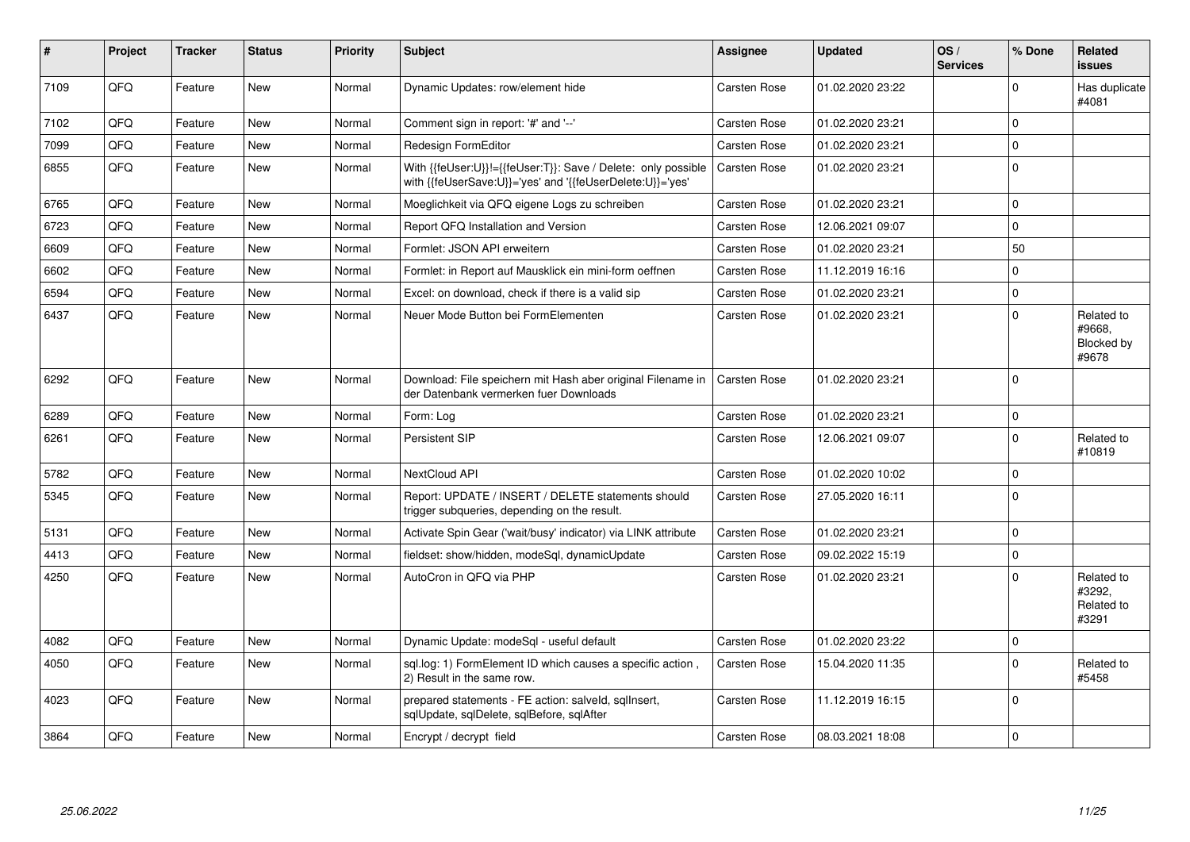| # | Project | Tracker | Status | Priority | Subject | Assignee | Updated | OS / Services | % Done | Related issues |
|---|---|---|---|---|---|---|---|---|---|---|
| 7109 | QFQ | Feature | New | Normal | Dynamic Updates: row/element hide | Carsten Rose | 01.02.2020 23:22 | | 0 | Has duplicate #4081 |
| 7102 | QFQ | Feature | New | Normal | Comment sign in report: '#' and '--' | Carsten Rose | 01.02.2020 23:21 | | 0 | |
| 7099 | QFQ | Feature | New | Normal | Redesign FormEditor | Carsten Rose | 01.02.2020 23:21 | | 0 | |
| 6855 | QFQ | Feature | New | Normal | With {{feUser:U}}!={{feUser:T}}: Save / Delete: only possible with {{feUserSave:U}}='yes' and '{{feUserDelete:U}}='yes' | Carsten Rose | 01.02.2020 23:21 | | 0 | |
| 6765 | QFQ | Feature | New | Normal | Moeglichkeit via QFQ eigene Logs zu schreiben | Carsten Rose | 01.02.2020 23:21 | | 0 | |
| 6723 | QFQ | Feature | New | Normal | Report QFQ Installation and Version | Carsten Rose | 12.06.2021 09:07 | | 0 | |
| 6609 | QFQ | Feature | New | Normal | Formlet: JSON API erweitern | Carsten Rose | 01.02.2020 23:21 | | 50 | |
| 6602 | QFQ | Feature | New | Normal | Formlet: in Report auf Mausklick ein mini-form oeffnen | Carsten Rose | 11.12.2019 16:16 | | 0 | |
| 6594 | QFQ | Feature | New | Normal | Excel: on download, check if there is a valid sip | Carsten Rose | 01.02.2020 23:21 | | 0 | |
| 6437 | QFQ | Feature | New | Normal | Neuer Mode Button bei FormElementen | Carsten Rose | 01.02.2020 23:21 | | 0 | Related to #9668, Blocked by #9678 |
| 6292 | QFQ | Feature | New | Normal | Download: File speichern mit Hash aber original Filename in der Datenbank vermerken fuer Downloads | Carsten Rose | 01.02.2020 23:21 | | 0 | |
| 6289 | QFQ | Feature | New | Normal | Form: Log | Carsten Rose | 01.02.2020 23:21 | | 0 | |
| 6261 | QFQ | Feature | New | Normal | Persistent SIP | Carsten Rose | 12.06.2021 09:07 | | 0 | Related to #10819 |
| 5782 | QFQ | Feature | New | Normal | NextCloud API | Carsten Rose | 01.02.2020 10:02 | | 0 | |
| 5345 | QFQ | Feature | New | Normal | Report: UPDATE / INSERT / DELETE statements should trigger subqueries, depending on the result. | Carsten Rose | 27.05.2020 16:11 | | 0 | |
| 5131 | QFQ | Feature | New | Normal | Activate Spin Gear ('wait/busy' indicator) via LINK attribute | Carsten Rose | 01.02.2020 23:21 | | 0 | |
| 4413 | QFQ | Feature | New | Normal | fieldset: show/hidden, modeSql, dynamicUpdate | Carsten Rose | 09.02.2022 15:19 | | 0 | |
| 4250 | QFQ | Feature | New | Normal | AutoCron in QFQ via PHP | Carsten Rose | 01.02.2020 23:21 | | 0 | Related to #3292, Related to #3291 |
| 4082 | QFQ | Feature | New | Normal | Dynamic Update: modeSql - useful default | Carsten Rose | 01.02.2020 23:22 | | 0 | |
| 4050 | QFQ | Feature | New | Normal | sql.log: 1) FormElement ID which causes a specific action , 2) Result in the same row. | Carsten Rose | 15.04.2020 11:35 | | 0 | Related to #5458 |
| 4023 | QFQ | Feature | New | Normal | prepared statements - FE action: salveId, sqlInsert, sqlUpdate, sqlDelete, sqlBefore, sqlAfter | Carsten Rose | 11.12.2019 16:15 | | 0 | |
| 3864 | QFQ | Feature | New | Normal | Encrypt / decrypt field | Carsten Rose | 08.03.2021 18:08 | | 0 | |

*25.06.2022*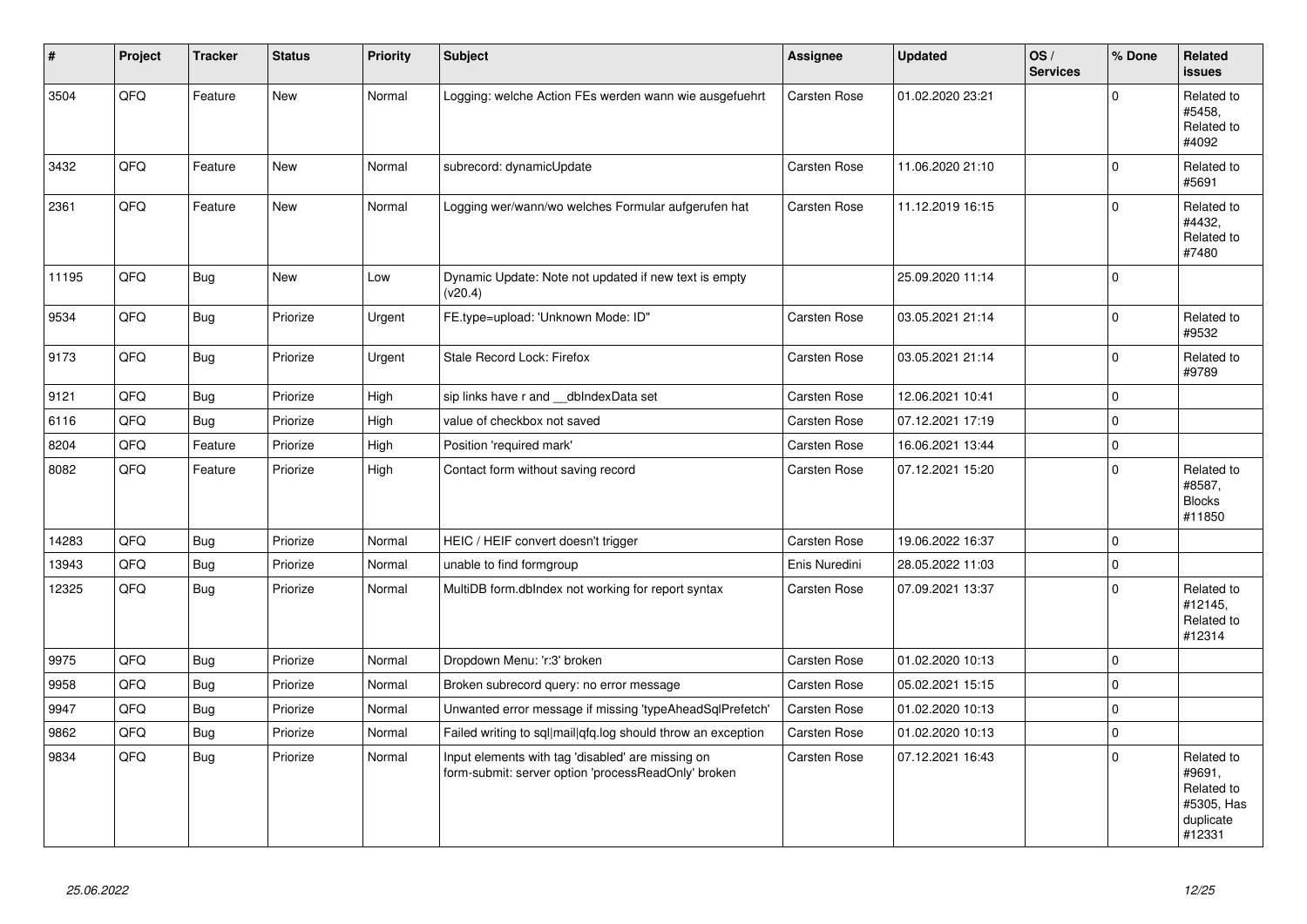| # | Project | Tracker | Status | Priority | Subject | Assignee | Updated | OS / Services | % Done | Related issues |
|---|---|---|---|---|---|---|---|---|---|---|
| 3504 | QFQ | Feature | New | Normal | Logging: welche Action FEs werden wann wie ausgefuehrt | Carsten Rose | 01.02.2020 23:21 | | 0 | Related to #5458, Related to #4092 |
| 3432 | QFQ | Feature | New | Normal | subrecord: dynamicUpdate | Carsten Rose | 11.06.2020 21:10 | | 0 | Related to #5691 |
| 2361 | QFQ | Feature | New | Normal | Logging wer/wann/wo welches Formular aufgerufen hat | Carsten Rose | 11.12.2019 16:15 | | 0 | Related to #4432, Related to #7480 |
| 11195 | QFQ | Bug | New | Low | Dynamic Update: Note not updated if new text is empty (v20.4) | | 25.09.2020 11:14 | | 0 | |
| 9534 | QFQ | Bug | Priorize | Urgent | FE.type=upload: 'Unknown Mode: ID" | Carsten Rose | 03.05.2021 21:14 | | 0 | Related to #9532 |
| 9173 | QFQ | Bug | Priorize | Urgent | Stale Record Lock: Firefox | Carsten Rose | 03.05.2021 21:14 | | 0 | Related to #9789 |
| 9121 | QFQ | Bug | Priorize | High | sip links have r and __dbIndexData set | Carsten Rose | 12.06.2021 10:41 | | 0 | |
| 6116 | QFQ | Bug | Priorize | High | value of checkbox not saved | Carsten Rose | 07.12.2021 17:19 | | 0 | |
| 8204 | QFQ | Feature | Priorize | High | Position 'required mark' | Carsten Rose | 16.06.2021 13:44 | | 0 | |
| 8082 | QFQ | Feature | Priorize | High | Contact form without saving record | Carsten Rose | 07.12.2021 15:20 | | 0 | Related to #8587, Blocks #11850 |
| 14283 | QFQ | Bug | Priorize | Normal | HEIC / HEIF convert doesn't trigger | Carsten Rose | 19.06.2022 16:37 | | 0 | |
| 13943 | QFQ | Bug | Priorize | Normal | unable to find formgroup | Enis Nuredini | 28.05.2022 11:03 | | 0 | |
| 12325 | QFQ | Bug | Priorize | Normal | MultiDB form.dbIndex not working for report syntax | Carsten Rose | 07.09.2021 13:37 | | 0 | Related to #12145, Related to #12314 |
| 9975 | QFQ | Bug | Priorize | Normal | Dropdown Menu: 'r:3' broken | Carsten Rose | 01.02.2020 10:13 | | 0 | |
| 9958 | QFQ | Bug | Priorize | Normal | Broken subrecord query: no error message | Carsten Rose | 05.02.2021 15:15 | | 0 | |
| 9947 | QFQ | Bug | Priorize | Normal | Unwanted error message if missing 'typeAheadSqlPrefetch' | Carsten Rose | 01.02.2020 10:13 | | 0 | |
| 9862 | QFQ | Bug | Priorize | Normal | Failed writing to sql\|mail\|qfq.log should throw an exception | Carsten Rose | 01.02.2020 10:13 | | 0 | |
| 9834 | QFQ | Bug | Priorize | Normal | Input elements with tag 'disabled' are missing on form-submit: server option 'processReadOnly' broken | Carsten Rose | 07.12.2021 16:43 | | 0 | Related to #9691, Related to #5305, Has duplicate #12331 |

*25.06.2022*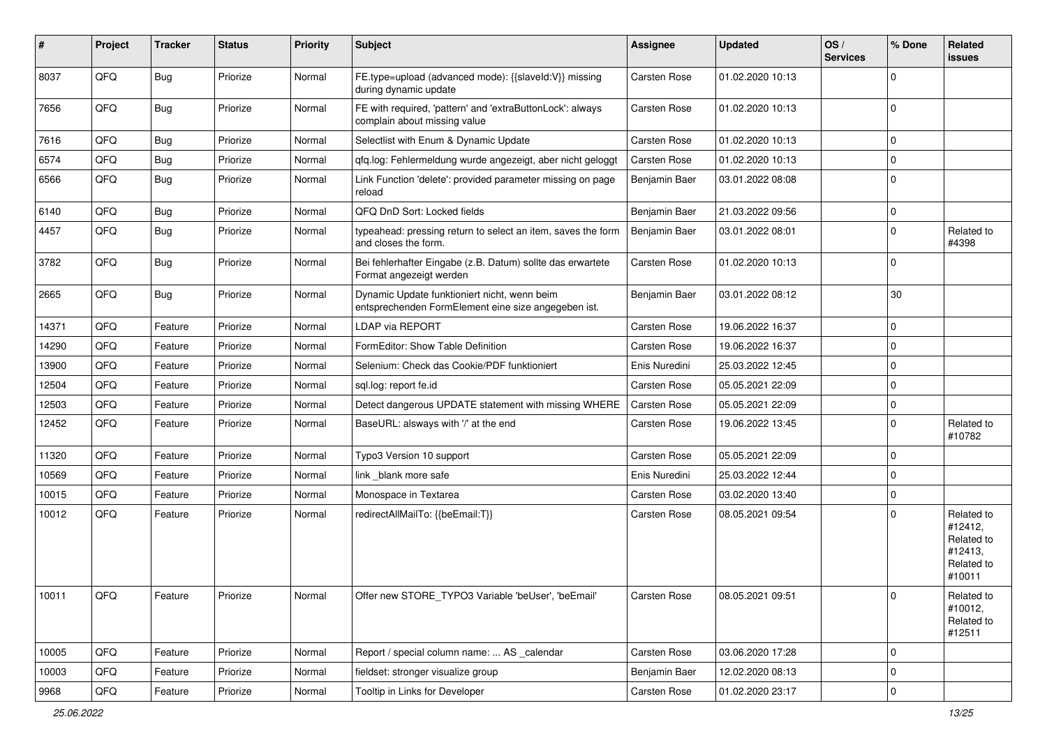| # | Project | Tracker | Status | Priority | Subject | Assignee | Updated | OS / Services | % Done | Related issues |
|---|---|---|---|---|---|---|---|---|---|---|
| 8037 | QFQ | Bug | Priorize | Normal | FE.type=upload (advanced mode): {{slaveId:V}} missing during dynamic update | Carsten Rose | 01.02.2020 10:13 | | 0 | |
| 7656 | QFQ | Bug | Priorize | Normal | FE with required, 'pattern' and 'extraButtonLock': always complain about missing value | Carsten Rose | 01.02.2020 10:13 | | 0 | |
| 7616 | QFQ | Bug | Priorize | Normal | Selectlist with Enum & Dynamic Update | Carsten Rose | 01.02.2020 10:13 | | 0 | |
| 6574 | QFQ | Bug | Priorize | Normal | qfq.log: Fehlermeldung wurde angezeigt, aber nicht geloggt | Carsten Rose | 01.02.2020 10:13 | | 0 | |
| 6566 | QFQ | Bug | Priorize | Normal | Link Function 'delete': provided parameter missing on page reload | Benjamin Baer | 03.01.2022 08:08 | | 0 | |
| 6140 | QFQ | Bug | Priorize | Normal | QFQ DnD Sort: Locked fields | Benjamin Baer | 21.03.2022 09:56 | | 0 | |
| 4457 | QFQ | Bug | Priorize | Normal | typeahead: pressing return to select an item, saves the form and closes the form. | Benjamin Baer | 03.01.2022 08:01 | | 0 | Related to #4398 |
| 3782 | QFQ | Bug | Priorize | Normal | Bei fehlerhafter Eingabe (z.B. Datum) sollte das erwartete Format angezeigt werden | Carsten Rose | 01.02.2020 10:13 | | 0 | |
| 2665 | QFQ | Bug | Priorize | Normal | Dynamic Update funktioniert nicht, wenn beim entsprechenden FormElement eine size angegeben ist. | Benjamin Baer | 03.01.2022 08:12 | | 30 | |
| 14371 | QFQ | Feature | Priorize | Normal | LDAP via REPORT | Carsten Rose | 19.06.2022 16:37 | | 0 | |
| 14290 | QFQ | Feature | Priorize | Normal | FormEditor: Show Table Definition | Carsten Rose | 19.06.2022 16:37 | | 0 | |
| 13900 | QFQ | Feature | Priorize | Normal | Selenium: Check das Cookie/PDF funktioniert | Enis Nuredini | 25.03.2022 12:45 | | 0 | |
| 12504 | QFQ | Feature | Priorize | Normal | sql.log: report fe.id | Carsten Rose | 05.05.2021 22:09 | | 0 | |
| 12503 | QFQ | Feature | Priorize | Normal | Detect dangerous UPDATE statement with missing WHERE | Carsten Rose | 05.05.2021 22:09 | | 0 | |
| 12452 | QFQ | Feature | Priorize | Normal | BaseURL: alsways with '/' at the end | Carsten Rose | 19.06.2022 13:45 | | 0 | Related to #10782 |
| 11320 | QFQ | Feature | Priorize | Normal | Typo3 Version 10 support | Carsten Rose | 05.05.2021 22:09 | | 0 | |
| 10569 | QFQ | Feature | Priorize | Normal | link _blank more safe | Enis Nuredini | 25.03.2022 12:44 | | 0 | |
| 10015 | QFQ | Feature | Priorize | Normal | Monospace in Textarea | Carsten Rose | 03.02.2020 13:40 | | 0 | |
| 10012 | QFQ | Feature | Priorize | Normal | redirectAllMailTo: {{beEmail:T}} | Carsten Rose | 08.05.2021 09:54 | | 0 | Related to #12412, Related to #12413, Related to #10011 |
| 10011 | QFQ | Feature | Priorize | Normal | Offer new STORE_TYPO3 Variable 'beUser', 'beEmail' | Carsten Rose | 08.05.2021 09:51 | | 0 | Related to #10012, Related to #12511 |
| 10005 | QFQ | Feature | Priorize | Normal | Report / special column name: ... AS _calendar | Carsten Rose | 03.06.2020 17:28 | | 0 | |
| 10003 | QFQ | Feature | Priorize | Normal | fieldset: stronger visualize group | Benjamin Baer | 12.02.2020 08:13 | | 0 | |
| 9968 | QFQ | Feature | Priorize | Normal | Tooltip in Links for Developer | Carsten Rose | 01.02.2020 23:17 | | 0 | |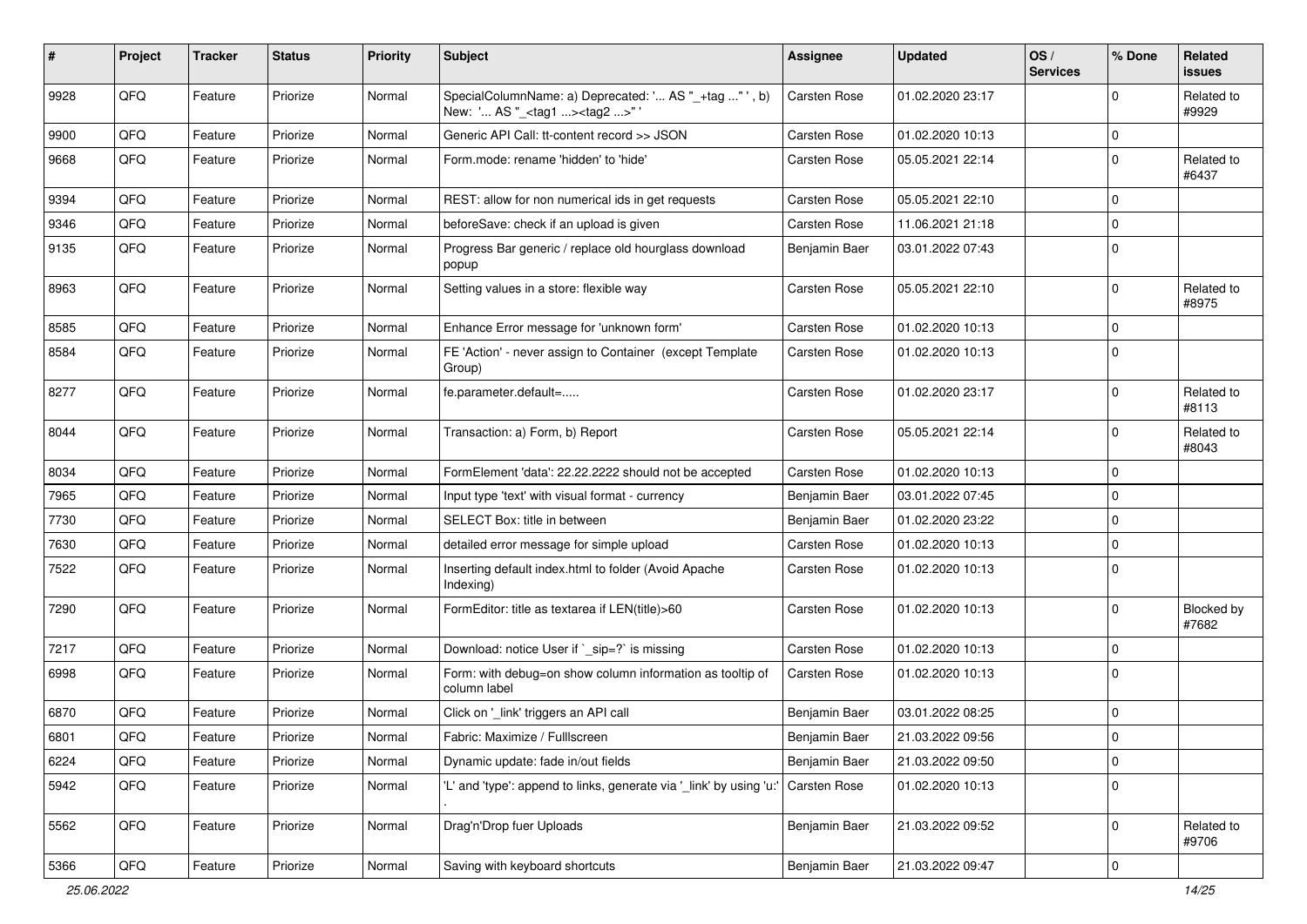| # | Project | Tracker | Status | Priority | Subject | Assignee | Updated | OS / Services | % Done | Related issues |
|---|---|---|---|---|---|---|---|---|---|---|
| 9928 | QFQ | Feature | Priorize | Normal | SpecialColumnName: a) Deprecated: '... AS "_+tag ..." ', b) New: '... AS "_<tag1 ...><tag2 ...>" ' | Carsten Rose | 01.02.2020 23:17 | | 0 | Related to #9929 |
| 9900 | QFQ | Feature | Priorize | Normal | Generic API Call: tt-content record >> JSON | Carsten Rose | 01.02.2020 10:13 | | 0 | |
| 9668 | QFQ | Feature | Priorize | Normal | Form.mode: rename 'hidden' to 'hide' | Carsten Rose | 05.05.2021 22:14 | | 0 | Related to #6437 |
| 9394 | QFQ | Feature | Priorize | Normal | REST: allow for non numerical ids in get requests | Carsten Rose | 05.05.2021 22:10 | | 0 | |
| 9346 | QFQ | Feature | Priorize | Normal | beforeSave: check if an upload is given | Carsten Rose | 11.06.2021 21:18 | | 0 | |
| 9135 | QFQ | Feature | Priorize | Normal | Progress Bar generic / replace old hourglass download popup | Benjamin Baer | 03.01.2022 07:43 | | 0 | |
| 8963 | QFQ | Feature | Priorize | Normal | Setting values in a store: flexible way | Carsten Rose | 05.05.2021 22:10 | | 0 | Related to #8975 |
| 8585 | QFQ | Feature | Priorize | Normal | Enhance Error message for 'unknown form' | Carsten Rose | 01.02.2020 10:13 | | 0 | |
| 8584 | QFQ | Feature | Priorize | Normal | FE 'Action' - never assign to Container (except Template Group) | Carsten Rose | 01.02.2020 10:13 | | 0 | |
| 8277 | QFQ | Feature | Priorize | Normal | fe.parameter.default=..... | Carsten Rose | 01.02.2020 23:17 | | 0 | Related to #8113 |
| 8044 | QFQ | Feature | Priorize | Normal | Transaction: a) Form, b) Report | Carsten Rose | 05.05.2021 22:14 | | 0 | Related to #8043 |
| 8034 | QFQ | Feature | Priorize | Normal | FormElement 'data': 22.22.2222 should not be accepted | Carsten Rose | 01.02.2020 10:13 | | 0 | |
| 7965 | QFQ | Feature | Priorize | Normal | Input type 'text' with visual format - currency | Benjamin Baer | 03.01.2022 07:45 | | 0 | |
| 7730 | QFQ | Feature | Priorize | Normal | SELECT Box: title in between | Benjamin Baer | 01.02.2020 23:22 | | 0 | |
| 7630 | QFQ | Feature | Priorize | Normal | detailed error message for simple upload | Carsten Rose | 01.02.2020 10:13 | | 0 | |
| 7522 | QFQ | Feature | Priorize | Normal | Inserting default index.html to folder (Avoid Apache Indexing) | Carsten Rose | 01.02.2020 10:13 | | 0 | |
| 7290 | QFQ | Feature | Priorize | Normal | FormEditor: title as textarea if LEN(title)>60 | Carsten Rose | 01.02.2020 10:13 | | 0 | Blocked by #7682 |
| 7217 | QFQ | Feature | Priorize | Normal | Download: notice User if `_sip=?` is missing | Carsten Rose | 01.02.2020 10:13 | | 0 | |
| 6998 | QFQ | Feature | Priorize | Normal | Form: with debug=on show column information as tooltip of column label | Carsten Rose | 01.02.2020 10:13 | | 0 | |
| 6870 | QFQ | Feature | Priorize | Normal | Click on '_link' triggers an API call | Benjamin Baer | 03.01.2022 08:25 | | 0 | |
| 6801 | QFQ | Feature | Priorize | Normal | Fabric: Maximize / Fulllscreen | Benjamin Baer | 21.03.2022 09:56 | | 0 | |
| 6224 | QFQ | Feature | Priorize | Normal | Dynamic update: fade in/out fields | Benjamin Baer | 21.03.2022 09:50 | | 0 | |
| 5942 | QFQ | Feature | Priorize | Normal | 'L' and 'type': append to links, generate via '_link' by using 'u:' . | Carsten Rose | 01.02.2020 10:13 | | 0 | |
| 5562 | QFQ | Feature | Priorize | Normal | Drag'n'Drop fuer Uploads | Benjamin Baer | 21.03.2022 09:52 | | 0 | Related to #9706 |
| 5366 | QFQ | Feature | Priorize | Normal | Saving with keyboard shortcuts | Benjamin Baer | 21.03.2022 09:47 | | 0 | |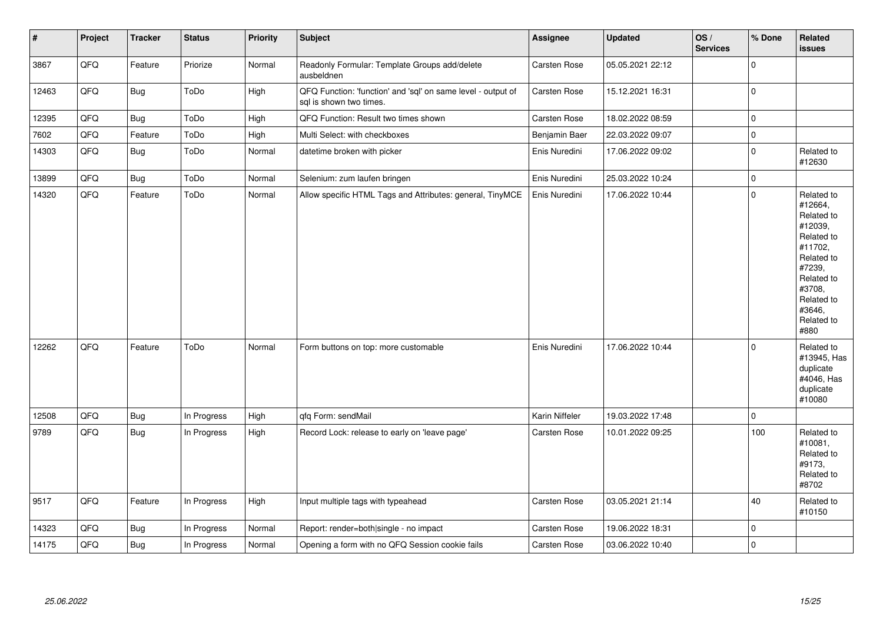| # | Project | Tracker | Status | Priority | Subject | Assignee | Updated | OS / Services | % Done | Related issues |
|---|---|---|---|---|---|---|---|---|---|---|
| 3867 | QFQ | Feature | Priorize | Normal | Readonly Formular: Template Groups add/delete ausbeldnen | Carsten Rose | 05.05.2021 22:12 | | 0 | |
| 12463 | QFQ | Bug | ToDo | High | QFQ Function: 'function' and 'sql' on same level - output of sql is shown two times. | Carsten Rose | 15.12.2021 16:31 | | 0 | |
| 12395 | QFQ | Bug | ToDo | High | QFQ Function: Result two times shown | Carsten Rose | 18.02.2022 08:59 | | 0 | |
| 7602 | QFQ | Feature | ToDo | High | Multi Select: with checkboxes | Benjamin Baer | 22.03.2022 09:07 | | 0 | |
| 14303 | QFQ | Bug | ToDo | Normal | datetime broken with picker | Enis Nuredini | 17.06.2022 09:02 | | 0 | Related to #12630 |
| 13899 | QFQ | Bug | ToDo | Normal | Selenium: zum laufen bringen | Enis Nuredini | 25.03.2022 10:24 | | 0 | |
| 14320 | QFQ | Feature | ToDo | Normal | Allow specific HTML Tags and Attributes: general, TinyMCE | Enis Nuredini | 17.06.2022 10:44 | | 0 | Related to #12664, Related to #12039, Related to #11702, Related to #7239, Related to #3708, Related to #3646, Related to #880 |
| 12262 | QFQ | Feature | ToDo | Normal | Form buttons on top: more customable | Enis Nuredini | 17.06.2022 10:44 | | 0 | Related to #13945, Has duplicate #4046, Has duplicate #10080 |
| 12508 | QFQ | Bug | In Progress | High | qfq Form: sendMail | Karin Niffeler | 19.03.2022 17:48 | | 0 | |
| 9789 | QFQ | Bug | In Progress | High | Record Lock: release to early on 'leave page' | Carsten Rose | 10.01.2022 09:25 | | 100 | Related to #10081, Related to #9173, Related to #8702 |
| 9517 | QFQ | Feature | In Progress | High | Input multiple tags with typeahead | Carsten Rose | 03.05.2021 21:14 | | 40 | Related to #10150 |
| 14323 | QFQ | Bug | In Progress | Normal | Report: render=both\|single - no impact | Carsten Rose | 19.06.2022 18:31 | | 0 | |
| 14175 | QFQ | Bug | In Progress | Normal | Opening a form with no QFQ Session cookie fails | Carsten Rose | 03.06.2022 10:40 | | 0 | |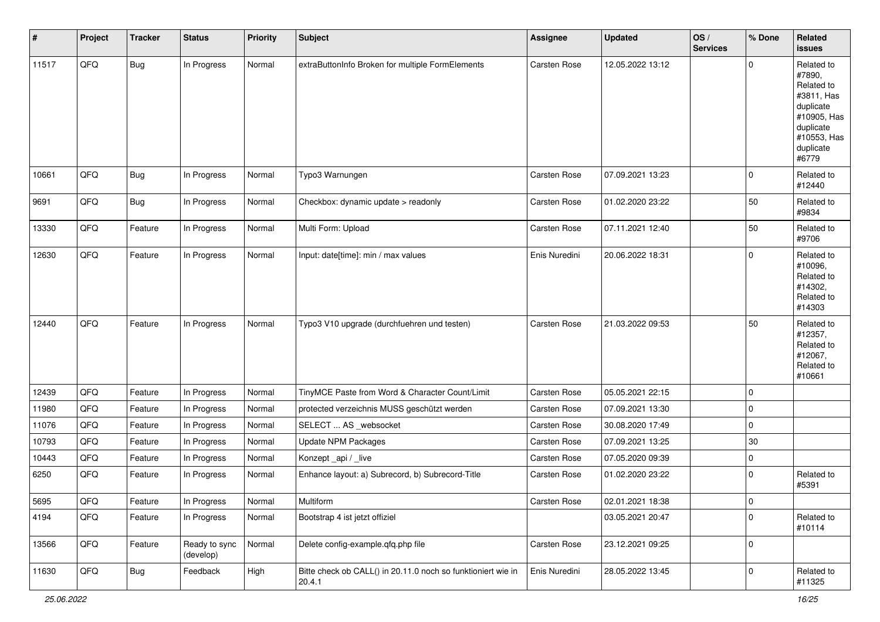| # | Project | Tracker | Status | Priority | Subject | Assignee | Updated | OS / Services | % Done | Related issues |
|---|---|---|---|---|---|---|---|---|---|---|
| 11517 | QFQ | Bug | In Progress | Normal | extraButtonInfo Broken for multiple FormElements | Carsten Rose | 12.05.2022 13:12 | | 0 | Related to #7890, Related to #3811, Has duplicate #10905, Has duplicate #10553, Has duplicate #6779 |
| 10661 | QFQ | Bug | In Progress | Normal | Typo3 Warnungen | Carsten Rose | 07.09.2021 13:23 | | 0 | Related to #12440 |
| 9691 | QFQ | Bug | In Progress | Normal | Checkbox: dynamic update > readonly | Carsten Rose | 01.02.2020 23:22 | | 50 | Related to #9834 |
| 13330 | QFQ | Feature | In Progress | Normal | Multi Form: Upload | Carsten Rose | 07.11.2021 12:40 | | 50 | Related to #9706 |
| 12630 | QFQ | Feature | In Progress | Normal | Input: date[time]: min / max values | Enis Nuredini | 20.06.2022 18:31 | | 0 | Related to #10096, Related to #14302, Related to #14303 |
| 12440 | QFQ | Feature | In Progress | Normal | Typo3 V10 upgrade (durchfuehren und testen) | Carsten Rose | 21.03.2022 09:53 | | 50 | Related to #12357, Related to #12067, Related to #10661 |
| 12439 | QFQ | Feature | In Progress | Normal | TinyMCE Paste from Word & Character Count/Limit | Carsten Rose | 05.05.2021 22:15 | | 0 | |
| 11980 | QFQ | Feature | In Progress | Normal | protected verzeichnis MUSS geschützt werden | Carsten Rose | 07.09.2021 13:30 | | 0 | |
| 11076 | QFQ | Feature | In Progress | Normal | SELECT ... AS _websocket | Carsten Rose | 30.08.2020 17:49 | | 0 | |
| 10793 | QFQ | Feature | In Progress | Normal | Update NPM Packages | Carsten Rose | 07.09.2021 13:25 | | 30 | |
| 10443 | QFQ | Feature | In Progress | Normal | Konzept _api / _live | Carsten Rose | 07.05.2020 09:39 | | 0 | |
| 6250 | QFQ | Feature | In Progress | Normal | Enhance layout: a) Subrecord, b) Subrecord-Title | Carsten Rose | 01.02.2020 23:22 | | 0 | Related to #5391 |
| 5695 | QFQ | Feature | In Progress | Normal | Multiform | Carsten Rose | 02.01.2021 18:38 | | 0 | |
| 4194 | QFQ | Feature | In Progress | Normal | Bootstrap 4 ist jetzt offiziel | | 03.05.2021 20:47 | | 0 | Related to #10114 |
| 13566 | QFQ | Feature | Ready to sync (develop) | Normal | Delete config-example.qfq.php file | Carsten Rose | 23.12.2021 09:25 | | 0 | |
| 11630 | QFQ | Bug | Feedback | High | Bitte check ob CALL() in 20.11.0 noch so funktioniert wie in 20.4.1 | Enis Nuredini | 28.05.2022 13:45 | | 0 | Related to #11325 |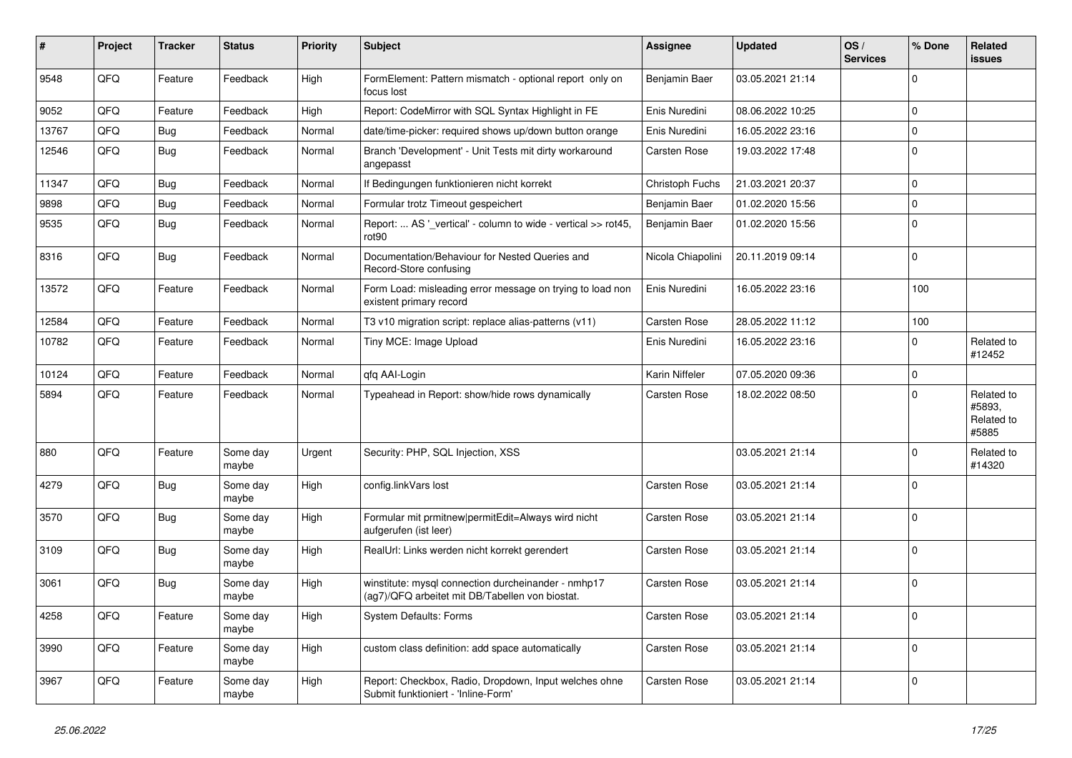| # | Project | Tracker | Status | Priority | Subject | Assignee | Updated | OS / Services | % Done | Related issues |
|---|---|---|---|---|---|---|---|---|---|---|
| 9548 | QFQ | Feature | Feedback | High | FormElement: Pattern mismatch - optional report only on focus lost | Benjamin Baer | 03.05.2021 21:14 | | 0 | |
| 9052 | QFQ | Feature | Feedback | High | Report: CodeMirror with SQL Syntax Highlight in FE | Enis Nuredini | 08.06.2022 10:25 | | 0 | |
| 13767 | QFQ | Bug | Feedback | Normal | date/time-picker: required shows up/down button orange | Enis Nuredini | 16.05.2022 23:16 | | 0 | |
| 12546 | QFQ | Bug | Feedback | Normal | Branch 'Development' - Unit Tests mit dirty workaround angepasst | Carsten Rose | 19.03.2022 17:48 | | 0 | |
| 11347 | QFQ | Bug | Feedback | Normal | If Bedingungen funktionieren nicht korrekt | Christoph Fuchs | 21.03.2021 20:37 | | 0 | |
| 9898 | QFQ | Bug | Feedback | Normal | Formular trotz Timeout gespeichert | Benjamin Baer | 01.02.2020 15:56 | | 0 | |
| 9535 | QFQ | Bug | Feedback | Normal | Report: ... AS '_vertical' - column to wide - vertical >> rot45, rot90 | Benjamin Baer | 01.02.2020 15:56 | | 0 | |
| 8316 | QFQ | Bug | Feedback | Normal | Documentation/Behaviour for Nested Queries and Record-Store confusing | Nicola Chiapolini | 20.11.2019 09:14 | | 0 | |
| 13572 | QFQ | Feature | Feedback | Normal | Form Load: misleading error message on trying to load non existent primary record | Enis Nuredini | 16.05.2022 23:16 | | 100 | |
| 12584 | QFQ | Feature | Feedback | Normal | T3 v10 migration script: replace alias-patterns (v11) | Carsten Rose | 28.05.2022 11:12 | | 100 | |
| 10782 | QFQ | Feature | Feedback | Normal | Tiny MCE: Image Upload | Enis Nuredini | 16.05.2022 23:16 | | 0 | Related to #12452 |
| 10124 | QFQ | Feature | Feedback | Normal | qfq AAI-Login | Karin Niffeler | 07.05.2020 09:36 | | 0 | |
| 5894 | QFQ | Feature | Feedback | Normal | Typeahead in Report: show/hide rows dynamically | Carsten Rose | 18.02.2022 08:50 | | 0 | Related to #5893, Related to #5885 |
| 880 | QFQ | Feature | Some day maybe | Urgent | Security: PHP, SQL Injection, XSS | | 03.05.2021 21:14 | | 0 | Related to #14320 |
| 4279 | QFQ | Bug | Some day maybe | High | config.linkVars lost | Carsten Rose | 03.05.2021 21:14 | | 0 | |
| 3570 | QFQ | Bug | Some day maybe | High | Formular mit prmitnew\|permitEdit=Always wird nicht aufgerufen (ist leer) | Carsten Rose | 03.05.2021 21:14 | | 0 | |
| 3109 | QFQ | Bug | Some day maybe | High | RealUrl: Links werden nicht korrekt gerendert | Carsten Rose | 03.05.2021 21:14 | | 0 | |
| 3061 | QFQ | Bug | Some day maybe | High | winstitute: mysql connection durcheinander - nmhp17 (ag7)/QFQ arbeitet mit DB/Tabellen von biostat. | Carsten Rose | 03.05.2021 21:14 | | 0 | |
| 4258 | QFQ | Feature | Some day maybe | High | System Defaults: Forms | Carsten Rose | 03.05.2021 21:14 | | 0 | |
| 3990 | QFQ | Feature | Some day maybe | High | custom class definition: add space automatically | Carsten Rose | 03.05.2021 21:14 | | 0 | |
| 3967 | QFQ | Feature | Some day maybe | High | Report: Checkbox, Radio, Dropdown, Input welches ohne Submit funktioniert - 'Inline-Form' | Carsten Rose | 03.05.2021 21:14 | | 0 | |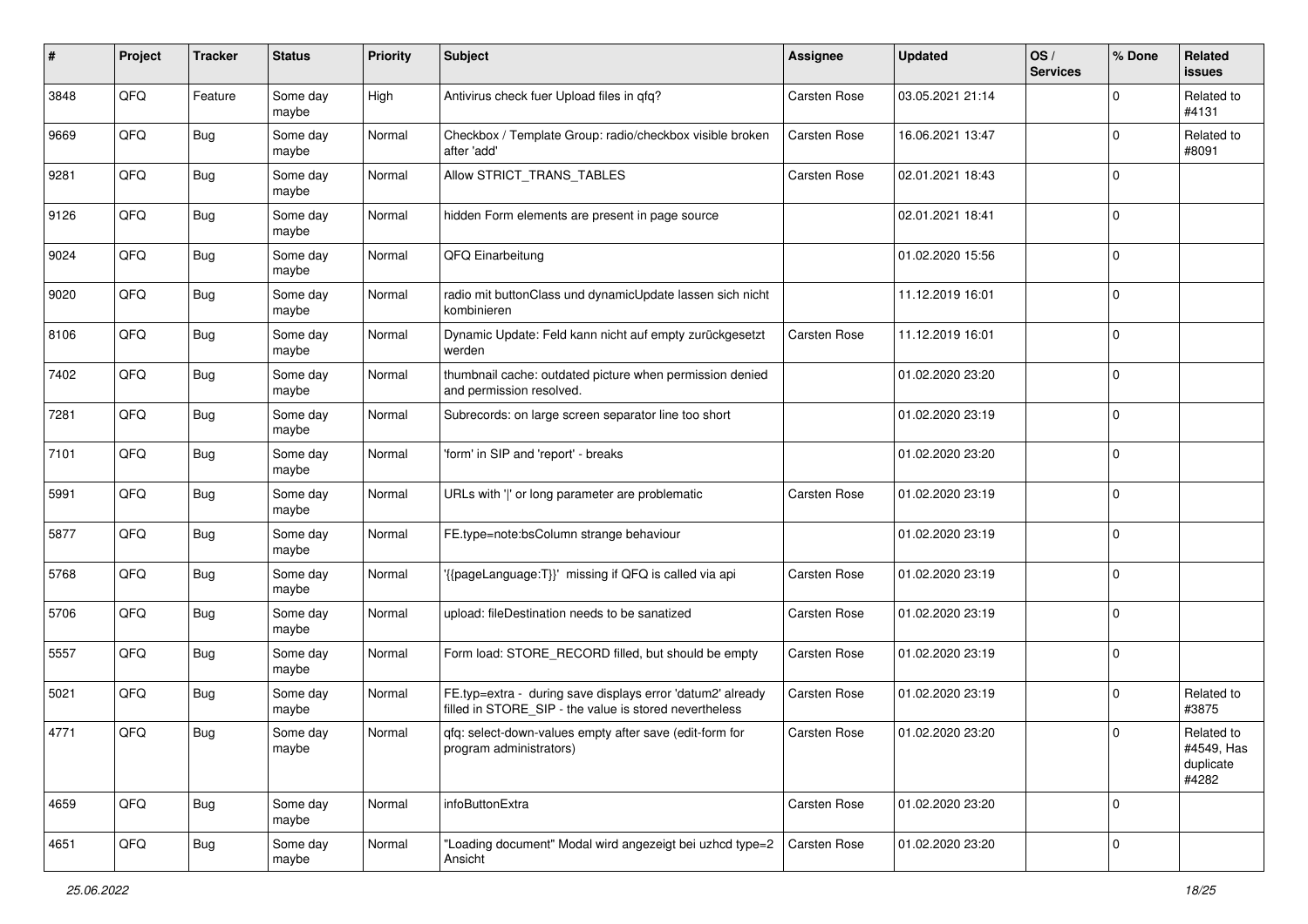| # | Project | Tracker | Status | Priority | Subject | Assignee | Updated | OS / Services | % Done | Related issues |
|---|---|---|---|---|---|---|---|---|---|---|
| 3848 | QFQ | Feature | Some day maybe | High | Antivirus check fuer Upload files in qfq? | Carsten Rose | 03.05.2021 21:14 | | 0 | Related to #4131 |
| 9669 | QFQ | Bug | Some day maybe | Normal | Checkbox / Template Group: radio/checkbox visible broken after 'add' | Carsten Rose | 16.06.2021 13:47 | | 0 | Related to #8091 |
| 9281 | QFQ | Bug | Some day maybe | Normal | Allow STRICT_TRANS_TABLES | Carsten Rose | 02.01.2021 18:43 | | 0 | |
| 9126 | QFQ | Bug | Some day maybe | Normal | hidden Form elements are present in page source | | 02.01.2021 18:41 | | 0 | |
| 9024 | QFQ | Bug | Some day maybe | Normal | QFQ Einarbeitung | | 01.02.2020 15:56 | | 0 | |
| 9020 | QFQ | Bug | Some day maybe | Normal | radio mit buttonClass und dynamicUpdate lassen sich nicht kombinieren | | 11.12.2019 16:01 | | 0 | |
| 8106 | QFQ | Bug | Some day maybe | Normal | Dynamic Update: Feld kann nicht auf empty zurückgesetzt werden | Carsten Rose | 11.12.2019 16:01 | | 0 | |
| 7402 | QFQ | Bug | Some day maybe | Normal | thumbnail cache: outdated picture when permission denied and permission resolved. | | 01.02.2020 23:20 | | 0 | |
| 7281 | QFQ | Bug | Some day maybe | Normal | Subrecords: on large screen separator line too short | | 01.02.2020 23:19 | | 0 | |
| 7101 | QFQ | Bug | Some day maybe | Normal | 'form' in SIP and 'report' - breaks | | 01.02.2020 23:20 | | 0 | |
| 5991 | QFQ | Bug | Some day maybe | Normal | URLs with '\|' or long parameter are problematic | Carsten Rose | 01.02.2020 23:19 | | 0 | |
| 5877 | QFQ | Bug | Some day maybe | Normal | FE.type=note:bsColumn strange behaviour | | 01.02.2020 23:19 | | 0 | |
| 5768 | QFQ | Bug | Some day maybe | Normal | '{{pageLanguage:T}}' missing if QFQ is called via api | Carsten Rose | 01.02.2020 23:19 | | 0 | |
| 5706 | QFQ | Bug | Some day maybe | Normal | upload: fileDestination needs to be sanatized | Carsten Rose | 01.02.2020 23:19 | | 0 | |
| 5557 | QFQ | Bug | Some day maybe | Normal | Form load: STORE_RECORD filled, but should be empty | Carsten Rose | 01.02.2020 23:19 | | 0 | |
| 5021 | QFQ | Bug | Some day maybe | Normal | FE.typ=extra - during save displays error 'datum2' already filled in STORE_SIP - the value is stored nevertheless | Carsten Rose | 01.02.2020 23:19 | | 0 | Related to #3875 |
| 4771 | QFQ | Bug | Some day maybe | Normal | qfq: select-down-values empty after save (edit-form for program administrators) | Carsten Rose | 01.02.2020 23:20 | | 0 | Related to #4549, Has duplicate #4282 |
| 4659 | QFQ | Bug | Some day maybe | Normal | infoButtonExtra | Carsten Rose | 01.02.2020 23:20 | | 0 | |
| 4651 | QFQ | Bug | Some day maybe | Normal | "Loading document" Modal wird angezeigt bei uzhcd type=2 Ansicht | Carsten Rose | 01.02.2020 23:20 | | 0 | |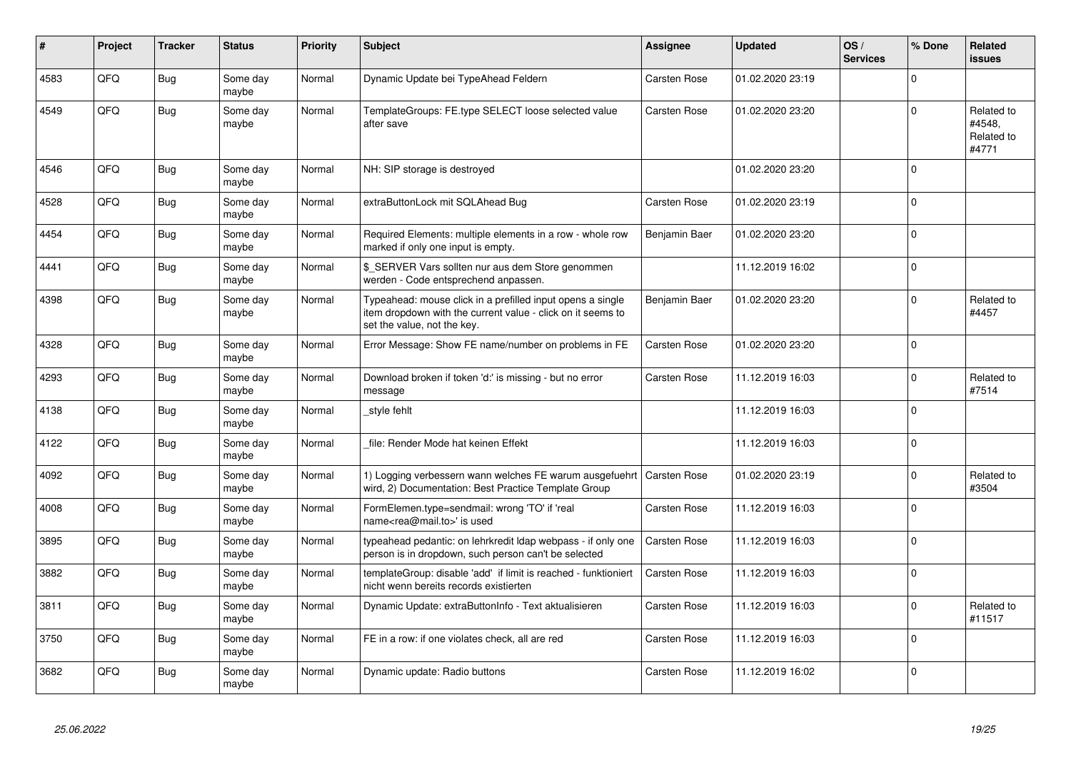| # | Project | Tracker | Status | Priority | Subject | Assignee | Updated | OS / Services | % Done | Related issues |
|---|---|---|---|---|---|---|---|---|---|---|
| 4583 | QFQ | Bug | Some day maybe | Normal | Dynamic Update bei TypeAhead Feldern | Carsten Rose | 01.02.2020 23:19 | | 0 | |
| 4549 | QFQ | Bug | Some day maybe | Normal | TemplateGroups: FE.type SELECT loose selected value after save | Carsten Rose | 01.02.2020 23:20 | | 0 | Related to #4548, Related to #4771 |
| 4546 | QFQ | Bug | Some day maybe | Normal | NH: SIP storage is destroyed | | 01.02.2020 23:20 | | 0 | |
| 4528 | QFQ | Bug | Some day maybe | Normal | extraButtonLock mit SQLAhead Bug | Carsten Rose | 01.02.2020 23:19 | | 0 | |
| 4454 | QFQ | Bug | Some day maybe | Normal | Required Elements: multiple elements in a row - whole row marked if only one input is empty. | Benjamin Baer | 01.02.2020 23:20 | | 0 | |
| 4441 | QFQ | Bug | Some day maybe | Normal | $_SERVER Vars sollten nur aus dem Store genommen werden - Code entsprechend anpassen. | | 11.12.2019 16:02 | | 0 | |
| 4398 | QFQ | Bug | Some day maybe | Normal | Typeahead: mouse click in a prefilled input opens a single item dropdown with the current value - click on it seems to set the value, not the key. | Benjamin Baer | 01.02.2020 23:20 | | 0 | Related to #4457 |
| 4328 | QFQ | Bug | Some day maybe | Normal | Error Message: Show FE name/number on problems in FE | Carsten Rose | 01.02.2020 23:20 | | 0 | |
| 4293 | QFQ | Bug | Some day maybe | Normal | Download broken if token 'd:' is missing - but no error message | Carsten Rose | 11.12.2019 16:03 | | 0 | Related to #7514 |
| 4138 | QFQ | Bug | Some day maybe | Normal | _style fehlt | | 11.12.2019 16:03 | | 0 | |
| 4122 | QFQ | Bug | Some day maybe | Normal | _file: Render Mode hat keinen Effekt | | 11.12.2019 16:03 | | 0 | |
| 4092 | QFQ | Bug | Some day maybe | Normal | 1) Logging verbessern wann welches FE warum ausgefuehrt wird, 2) Documentation: Best Practice Template Group | Carsten Rose | 01.02.2020 23:19 | | 0 | Related to #3504 |
| 4008 | QFQ | Bug | Some day maybe | Normal | FormElemen.type=sendmail: wrong 'TO' if 'real name<rea@mail.to>' is used | Carsten Rose | 11.12.2019 16:03 | | 0 | |
| 3895 | QFQ | Bug | Some day maybe | Normal | typeahead pedantic: on lehrkredit ldap webpass - if only one person is in dropdown, such person can't be selected | Carsten Rose | 11.12.2019 16:03 | | 0 | |
| 3882 | QFQ | Bug | Some day maybe | Normal | templateGroup: disable 'add' if limit is reached - funktioniert nicht wenn bereits records existierten | Carsten Rose | 11.12.2019 16:03 | | 0 | |
| 3811 | QFQ | Bug | Some day maybe | Normal | Dynamic Update: extraButtonInfo - Text aktualisieren | Carsten Rose | 11.12.2019 16:03 | | 0 | Related to #11517 |
| 3750 | QFQ | Bug | Some day maybe | Normal | FE in a row: if one violates check, all are red | Carsten Rose | 11.12.2019 16:03 | | 0 | |
| 3682 | QFQ | Bug | Some day maybe | Normal | Dynamic update: Radio buttons | Carsten Rose | 11.12.2019 16:02 | | 0 | |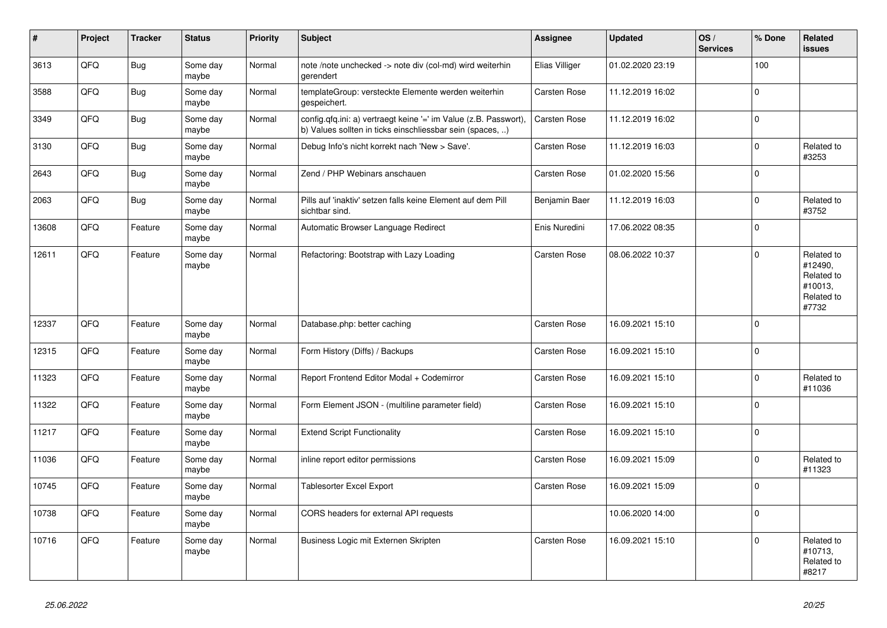| # | Project | Tracker | Status | Priority | Subject | Assignee | Updated | OS / Services | % Done | Related issues |
|---|---|---|---|---|---|---|---|---|---|---|
| 3613 | QFQ | Bug | Some day maybe | Normal | note /note unchecked -> note div (col-md) wird weiterhin gerendert | Elias Villiger | 01.02.2020 23:19 | | 100 | |
| 3588 | QFQ | Bug | Some day maybe | Normal | templateGroup: versteckte Elemente werden weiterhin gespeichert. | Carsten Rose | 11.12.2019 16:02 | | 0 | |
| 3349 | QFQ | Bug | Some day maybe | Normal | config.qfq.ini: a) vertraegt keine '=' im Value (z.B. Passwort), b) Values sollten in ticks einschliessbar sein (spaces, ..) | Carsten Rose | 11.12.2019 16:02 | | 0 | |
| 3130 | QFQ | Bug | Some day maybe | Normal | Debug Info's nicht korrekt nach 'New > Save'. | Carsten Rose | 11.12.2019 16:03 | | 0 | Related to #3253 |
| 2643 | QFQ | Bug | Some day maybe | Normal | Zend / PHP Webinars anschauen | Carsten Rose | 01.02.2020 15:56 | | 0 | |
| 2063 | QFQ | Bug | Some day maybe | Normal | Pills auf 'inaktiv' setzen falls keine Element auf dem Pill sichtbar sind. | Benjamin Baer | 11.12.2019 16:03 | | 0 | Related to #3752 |
| 13608 | QFQ | Feature | Some day maybe | Normal | Automatic Browser Language Redirect | Enis Nuredini | 17.06.2022 08:35 | | 0 | |
| 12611 | QFQ | Feature | Some day maybe | Normal | Refactoring: Bootstrap with Lazy Loading | Carsten Rose | 08.06.2022 10:37 | | 0 | Related to #12490, Related to #10013, Related to #7732 |
| 12337 | QFQ | Feature | Some day maybe | Normal | Database.php: better caching | Carsten Rose | 16.09.2021 15:10 | | 0 | |
| 12315 | QFQ | Feature | Some day maybe | Normal | Form History (Diffs) / Backups | Carsten Rose | 16.09.2021 15:10 | | 0 | |
| 11323 | QFQ | Feature | Some day maybe | Normal | Report Frontend Editor Modal + Codemirror | Carsten Rose | 16.09.2021 15:10 | | 0 | Related to #11036 |
| 11322 | QFQ | Feature | Some day maybe | Normal | Form Element JSON - (multiline parameter field) | Carsten Rose | 16.09.2021 15:10 | | 0 | |
| 11217 | QFQ | Feature | Some day maybe | Normal | Extend Script Functionality | Carsten Rose | 16.09.2021 15:10 | | 0 | |
| 11036 | QFQ | Feature | Some day maybe | Normal | inline report editor permissions | Carsten Rose | 16.09.2021 15:09 | | 0 | Related to #11323 |
| 10745 | QFQ | Feature | Some day maybe | Normal | Tablesorter Excel Export | Carsten Rose | 16.09.2021 15:09 | | 0 | |
| 10738 | QFQ | Feature | Some day maybe | Normal | CORS headers for external API requests | | 10.06.2020 14:00 | | 0 | |
| 10716 | QFQ | Feature | Some day maybe | Normal | Business Logic mit Externen Skripten | Carsten Rose | 16.09.2021 15:10 | | 0 | Related to #10713, Related to #8217 |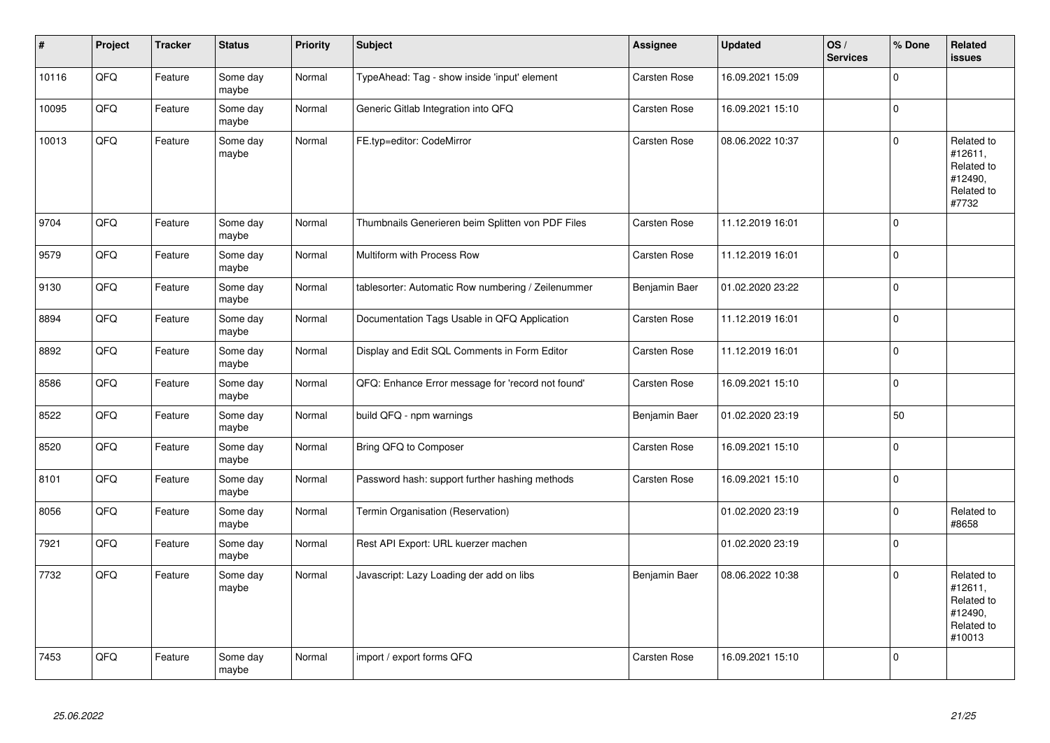| # | Project | Tracker | Status | Priority | Subject | Assignee | Updated | OS / Services | % Done | Related issues |
|---|---|---|---|---|---|---|---|---|---|---|
| 10116 | QFQ | Feature | Some day maybe | Normal | TypeAhead: Tag - show inside 'input' element | Carsten Rose | 16.09.2021 15:09 | | 0 | |
| 10095 | QFQ | Feature | Some day maybe | Normal | Generic Gitlab Integration into QFQ | Carsten Rose | 16.09.2021 15:10 | | 0 | |
| 10013 | QFQ | Feature | Some day maybe | Normal | FE.typ=editor: CodeMirror | Carsten Rose | 08.06.2022 10:37 | | 0 | Related to #12611, Related to #12490, Related to #7732 |
| 9704 | QFQ | Feature | Some day maybe | Normal | Thumbnails Generieren beim Splitten von PDF Files | Carsten Rose | 11.12.2019 16:01 | | 0 | |
| 9579 | QFQ | Feature | Some day maybe | Normal | Multiform with Process Row | Carsten Rose | 11.12.2019 16:01 | | 0 | |
| 9130 | QFQ | Feature | Some day maybe | Normal | tablesorter: Automatic Row numbering / Zeilenummer | Benjamin Baer | 01.02.2020 23:22 | | 0 | |
| 8894 | QFQ | Feature | Some day maybe | Normal | Documentation Tags Usable in QFQ Application | Carsten Rose | 11.12.2019 16:01 | | 0 | |
| 8892 | QFQ | Feature | Some day maybe | Normal | Display and Edit SQL Comments in Form Editor | Carsten Rose | 11.12.2019 16:01 | | 0 | |
| 8586 | QFQ | Feature | Some day maybe | Normal | QFQ: Enhance Error message for 'record not found' | Carsten Rose | 16.09.2021 15:10 | | 0 | |
| 8522 | QFQ | Feature | Some day maybe | Normal | build QFQ - npm warnings | Benjamin Baer | 01.02.2020 23:19 | | 50 | |
| 8520 | QFQ | Feature | Some day maybe | Normal | Bring QFQ to Composer | Carsten Rose | 16.09.2021 15:10 | | 0 | |
| 8101 | QFQ | Feature | Some day maybe | Normal | Password hash: support further hashing methods | Carsten Rose | 16.09.2021 15:10 | | 0 | |
| 8056 | QFQ | Feature | Some day maybe | Normal | Termin Organisation (Reservation) | | 01.02.2020 23:19 | | 0 | Related to #8658 |
| 7921 | QFQ | Feature | Some day maybe | Normal | Rest API Export: URL kuerzer machen | | 01.02.2020 23:19 | | 0 | |
| 7732 | QFQ | Feature | Some day maybe | Normal | Javascript: Lazy Loading der add on libs | Benjamin Baer | 08.06.2022 10:38 | | 0 | Related to #12611, Related to #12490, Related to #10013 |
| 7453 | QFQ | Feature | Some day maybe | Normal | import / export forms QFQ | Carsten Rose | 16.09.2021 15:10 | | 0 | |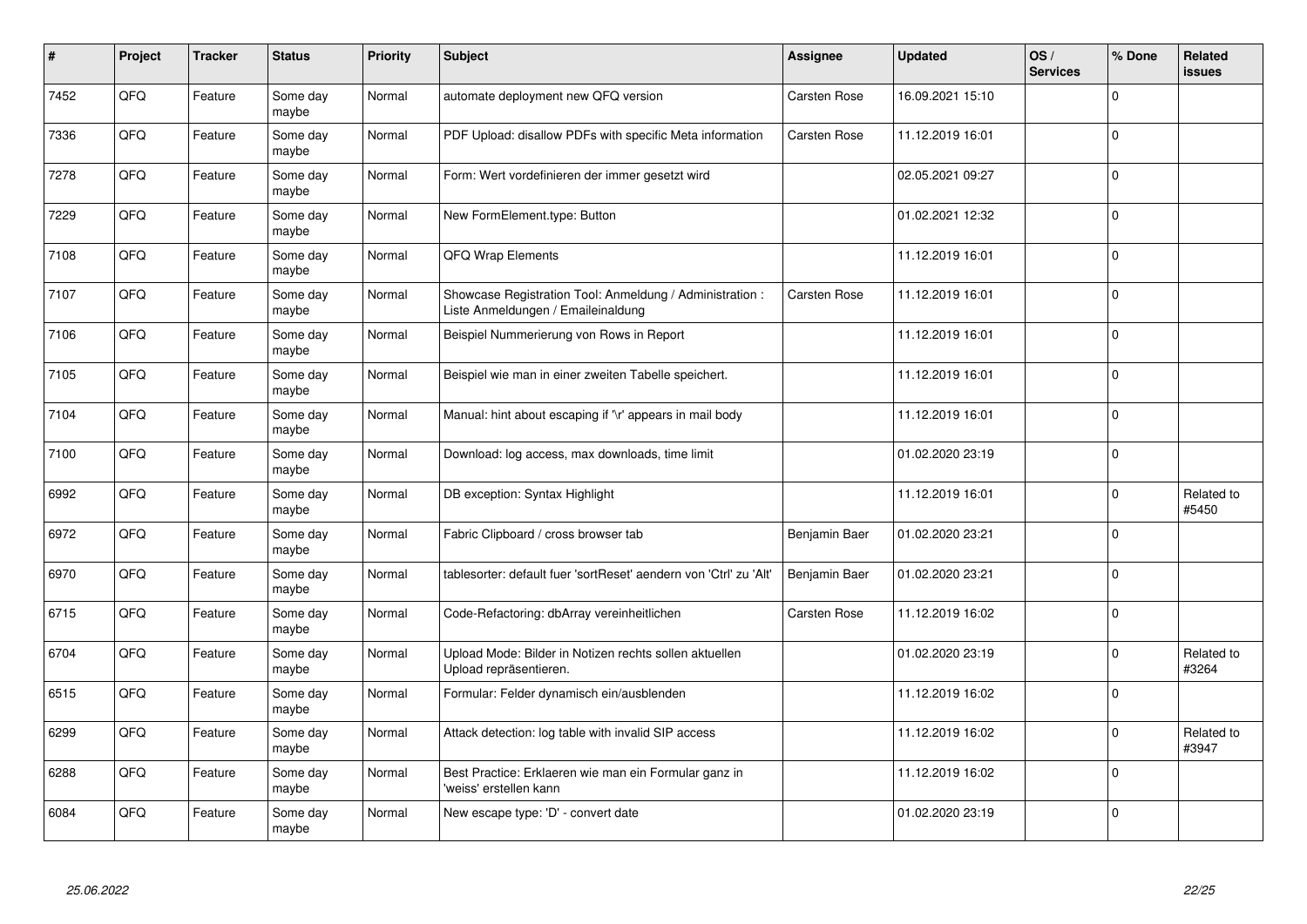| # | Project | Tracker | Status | Priority | Subject | Assignee | Updated | OS / Services | % Done | Related issues |
|---|---|---|---|---|---|---|---|---|---|---|
| 7452 | QFQ | Feature | Some day maybe | Normal | automate deployment new QFQ version | Carsten Rose | 16.09.2021 15:10 | | 0 | |
| 7336 | QFQ | Feature | Some day maybe | Normal | PDF Upload: disallow PDFs with specific Meta information | Carsten Rose | 11.12.2019 16:01 | | 0 | |
| 7278 | QFQ | Feature | Some day maybe | Normal | Form: Wert vordefinieren der immer gesetzt wird | | 02.05.2021 09:27 | | 0 | |
| 7229 | QFQ | Feature | Some day maybe | Normal | New FormElement.type: Button | | 01.02.2021 12:32 | | 0 | |
| 7108 | QFQ | Feature | Some day maybe | Normal | QFQ Wrap Elements | | 11.12.2019 16:01 | | 0 | |
| 7107 | QFQ | Feature | Some day maybe | Normal | Showcase Registration Tool: Anmeldung / Administration : Liste Anmeldungen / Emaileinaldung | Carsten Rose | 11.12.2019 16:01 | | 0 | |
| 7106 | QFQ | Feature | Some day maybe | Normal | Beispiel Nummerierung von Rows in Report | | 11.12.2019 16:01 | | 0 | |
| 7105 | QFQ | Feature | Some day maybe | Normal | Beispiel wie man in einer zweiten Tabelle speichert. | | 11.12.2019 16:01 | | 0 | |
| 7104 | QFQ | Feature | Some day maybe | Normal | Manual: hint about escaping if '\r' appears in mail body | | 11.12.2019 16:01 | | 0 | |
| 7100 | QFQ | Feature | Some day maybe | Normal | Download: log access, max downloads, time limit | | 01.02.2020 23:19 | | 0 | |
| 6992 | QFQ | Feature | Some day maybe | Normal | DB exception: Syntax Highlight | | 11.12.2019 16:01 | | 0 | Related to #5450 |
| 6972 | QFQ | Feature | Some day maybe | Normal | Fabric Clipboard / cross browser tab | Benjamin Baer | 01.02.2020 23:21 | | 0 | |
| 6970 | QFQ | Feature | Some day maybe | Normal | tablesorter: default fuer 'sortReset' aendern von 'Ctrl' zu 'Alt' | Benjamin Baer | 01.02.2020 23:21 | | 0 | |
| 6715 | QFQ | Feature | Some day maybe | Normal | Code-Refactoring: dbArray vereinheitlichen | Carsten Rose | 11.12.2019 16:02 | | 0 | |
| 6704 | QFQ | Feature | Some day maybe | Normal | Upload Mode: Bilder in Notizen rechts sollen aktuellen Upload repräsentieren. | | 01.02.2020 23:19 | | 0 | Related to #3264 |
| 6515 | QFQ | Feature | Some day maybe | Normal | Formular: Felder dynamisch ein/ausblenden | | 11.12.2019 16:02 | | 0 | |
| 6299 | QFQ | Feature | Some day maybe | Normal | Attack detection: log table with invalid SIP access | | 11.12.2019 16:02 | | 0 | Related to #3947 |
| 6288 | QFQ | Feature | Some day maybe | Normal | Best Practice: Erklaeren wie man ein Formular ganz in 'weiss' erstellen kann | | 11.12.2019 16:02 | | 0 | |
| 6084 | QFQ | Feature | Some day maybe | Normal | New escape type: 'D' - convert date | | 01.02.2020 23:19 | | 0 | |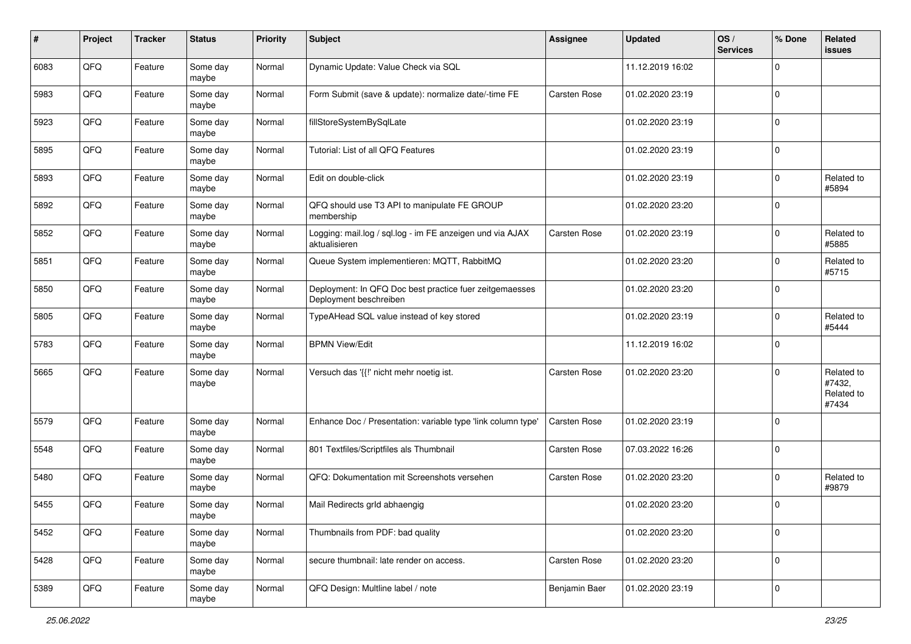| # | Project | Tracker | Status | Priority | Subject | Assignee | Updated | OS / Services | % Done | Related issues |
|---|---|---|---|---|---|---|---|---|---|---|
| 6083 | QFQ | Feature | Some day maybe | Normal | Dynamic Update: Value Check via SQL | | 11.12.2019 16:02 | | 0 | |
| 5983 | QFQ | Feature | Some day maybe | Normal | Form Submit (save & update): normalize date/-time FE | Carsten Rose | 01.02.2020 23:19 | | 0 | |
| 5923 | QFQ | Feature | Some day maybe | Normal | fillStoreSystemBySqlLate | | 01.02.2020 23:19 | | 0 | |
| 5895 | QFQ | Feature | Some day maybe | Normal | Tutorial: List of all QFQ Features | | 01.02.2020 23:19 | | 0 | |
| 5893 | QFQ | Feature | Some day maybe | Normal | Edit on double-click | | 01.02.2020 23:19 | | 0 | Related to #5894 |
| 5892 | QFQ | Feature | Some day maybe | Normal | QFQ should use T3 API to manipulate FE GROUP membership | | 01.02.2020 23:20 | | 0 | |
| 5852 | QFQ | Feature | Some day maybe | Normal | Logging: mail.log / sql.log - im FE anzeigen und via AJAX aktualisieren | Carsten Rose | 01.02.2020 23:19 | | 0 | Related to #5885 |
| 5851 | QFQ | Feature | Some day maybe | Normal | Queue System implementieren: MQTT, RabbitMQ | | 01.02.2020 23:20 | | 0 | Related to #5715 |
| 5850 | QFQ | Feature | Some day maybe | Normal | Deployment: In QFQ Doc best practice fuer zeitgemaesses Deployment beschreiben | | 01.02.2020 23:20 | | 0 | |
| 5805 | QFQ | Feature | Some day maybe | Normal | TypeAHead SQL value instead of key stored | | 01.02.2020 23:19 | | 0 | Related to #5444 |
| 5783 | QFQ | Feature | Some day maybe | Normal | BPMN View/Edit | | 11.12.2019 16:02 | | 0 | |
| 5665 | QFQ | Feature | Some day maybe | Normal | Versuch das '{{!' nicht mehr noetig ist. | Carsten Rose | 01.02.2020 23:20 | | 0 | Related to #7432, Related to #7434 |
| 5579 | QFQ | Feature | Some day maybe | Normal | Enhance Doc / Presentation: variable type 'link column type' | Carsten Rose | 01.02.2020 23:19 | | 0 | |
| 5548 | QFQ | Feature | Some day maybe | Normal | 801 Textfiles/Scriptfiles als Thumbnail | Carsten Rose | 07.03.2022 16:26 | | 0 | |
| 5480 | QFQ | Feature | Some day maybe | Normal | QFQ: Dokumentation mit Screenshots versehen | Carsten Rose | 01.02.2020 23:20 | | 0 | Related to #9879 |
| 5455 | QFQ | Feature | Some day maybe | Normal | Mail Redirects grId abhaengig | | 01.02.2020 23:20 | | 0 | |
| 5452 | QFQ | Feature | Some day maybe | Normal | Thumbnails from PDF: bad quality | | 01.02.2020 23:20 | | 0 | |
| 5428 | QFQ | Feature | Some day maybe | Normal | secure thumbnail: late render on access. | Carsten Rose | 01.02.2020 23:20 | | 0 | |
| 5389 | QFQ | Feature | Some day maybe | Normal | QFQ Design: Multline label / note | Benjamin Baer | 01.02.2020 23:19 | | 0 | |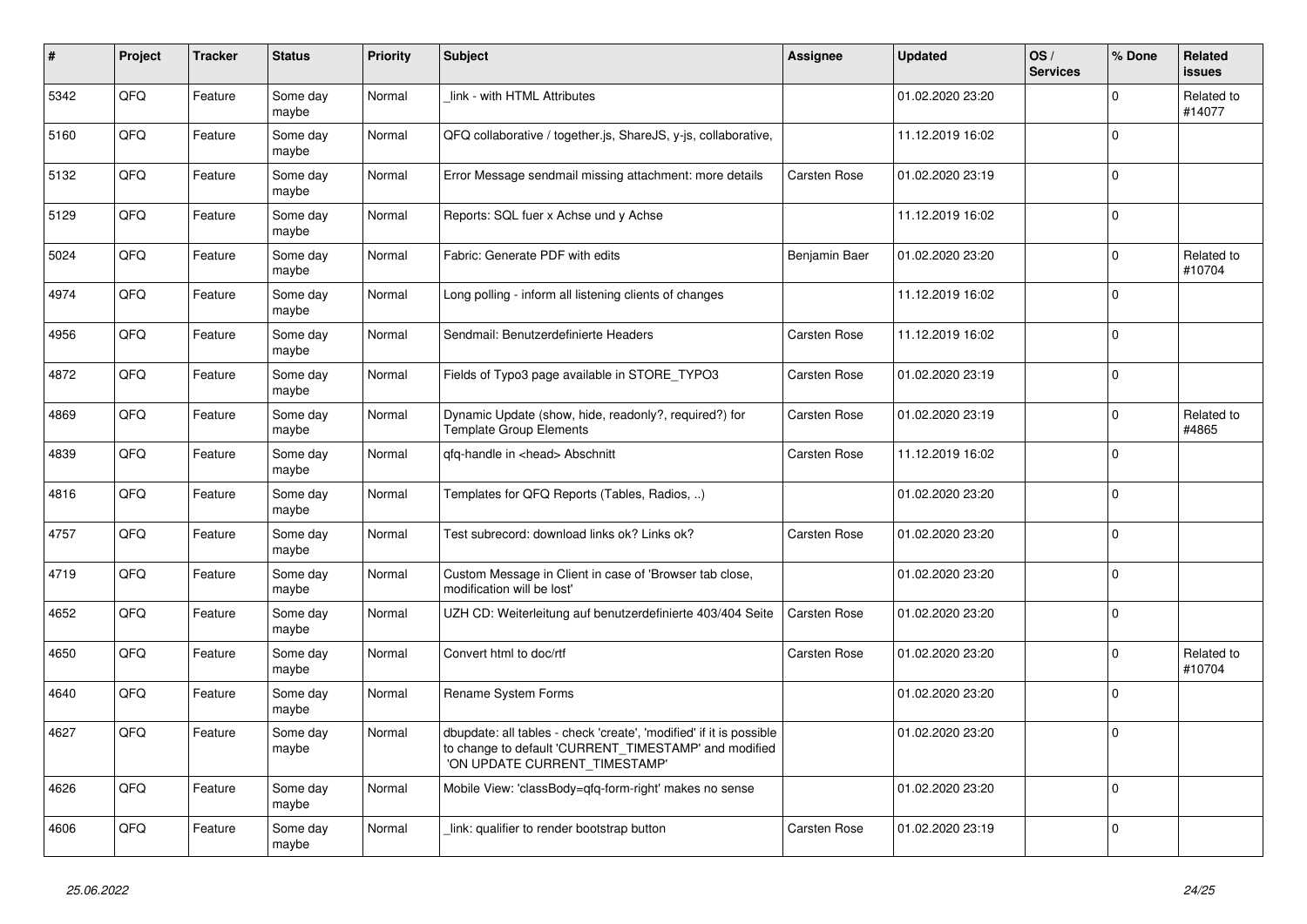| # | Project | Tracker | Status | Priority | Subject | Assignee | Updated | OS / Services | % Done | Related issues |
|---|---|---|---|---|---|---|---|---|---|---|
| 5342 | QFO | Feature | Some day maybe | Normal | _link - with HTML Attributes | | 01.02.2020 23:20 | | 0 | Related to #14077 |
| 5160 | QFQ | Feature | Some day maybe | Normal | QFQ collaborative / together.js, ShareJS, y-js, collaborative, | | 11.12.2019 16:02 | | 0 | |
| 5132 | QFQ | Feature | Some day maybe | Normal | Error Message sendmail missing attachment: more details | Carsten Rose | 01.02.2020 23:19 | | 0 | |
| 5129 | QFQ | Feature | Some day maybe | Normal | Reports: SQL fuer x Achse und y Achse | | 11.12.2019 16:02 | | 0 | |
| 5024 | QFQ | Feature | Some day maybe | Normal | Fabric: Generate PDF with edits | Benjamin Baer | 01.02.2020 23:20 | | 0 | Related to #10704 |
| 4974 | QFQ | Feature | Some day maybe | Normal | Long polling - inform all listening clients of changes | | 11.12.2019 16:02 | | 0 | |
| 4956 | QFQ | Feature | Some day maybe | Normal | Sendmail: Benutzerdefinierte Headers | Carsten Rose | 11.12.2019 16:02 | | 0 | |
| 4872 | QFQ | Feature | Some day maybe | Normal | Fields of Typo3 page available in STORE_TYPO3 | Carsten Rose | 01.02.2020 23:19 | | 0 | |
| 4869 | QFQ | Feature | Some day maybe | Normal | Dynamic Update (show, hide, readonly?, required?) for Template Group Elements | Carsten Rose | 01.02.2020 23:19 | | 0 | Related to #4865 |
| 4839 | QFQ | Feature | Some day maybe | Normal | qfq-handle in <head> Abschnitt | Carsten Rose | 11.12.2019 16:02 | | 0 | |
| 4816 | QFQ | Feature | Some day maybe | Normal | Templates for QFQ Reports (Tables, Radios, ..) | | 01.02.2020 23:20 | | 0 | |
| 4757 | QFQ | Feature | Some day maybe | Normal | Test subrecord: download links ok? Links ok? | Carsten Rose | 01.02.2020 23:20 | | 0 | |
| 4719 | QFQ | Feature | Some day maybe | Normal | Custom Message in Client in case of 'Browser tab close, modification will be lost' | | 01.02.2020 23:20 | | 0 | |
| 4652 | QFQ | Feature | Some day maybe | Normal | UZH CD: Weiterleitung auf benutzerdefinierte 403/404 Seite | Carsten Rose | 01.02.2020 23:20 | | 0 | |
| 4650 | QFQ | Feature | Some day maybe | Normal | Convert html to doc/rtf | Carsten Rose | 01.02.2020 23:20 | | 0 | Related to #10704 |
| 4640 | QFQ | Feature | Some day maybe | Normal | Rename System Forms | | 01.02.2020 23:20 | | 0 | |
| 4627 | QFQ | Feature | Some day maybe | Normal | dbupdate: all tables - check 'create', 'modified' if it is possible to change to default 'CURRENT_TIMESTAMP' and modified 'ON UPDATE CURRENT_TIMESTAMP' | | 01.02.2020 23:20 | | 0 | |
| 4626 | QFQ | Feature | Some day maybe | Normal | Mobile View: 'classBody=qfq-form-right' makes no sense | | 01.02.2020 23:20 | | 0 | |
| 4606 | QFQ | Feature | Some day maybe | Normal | _link: qualifier to render bootstrap button | Carsten Rose | 01.02.2020 23:19 | | 0 | |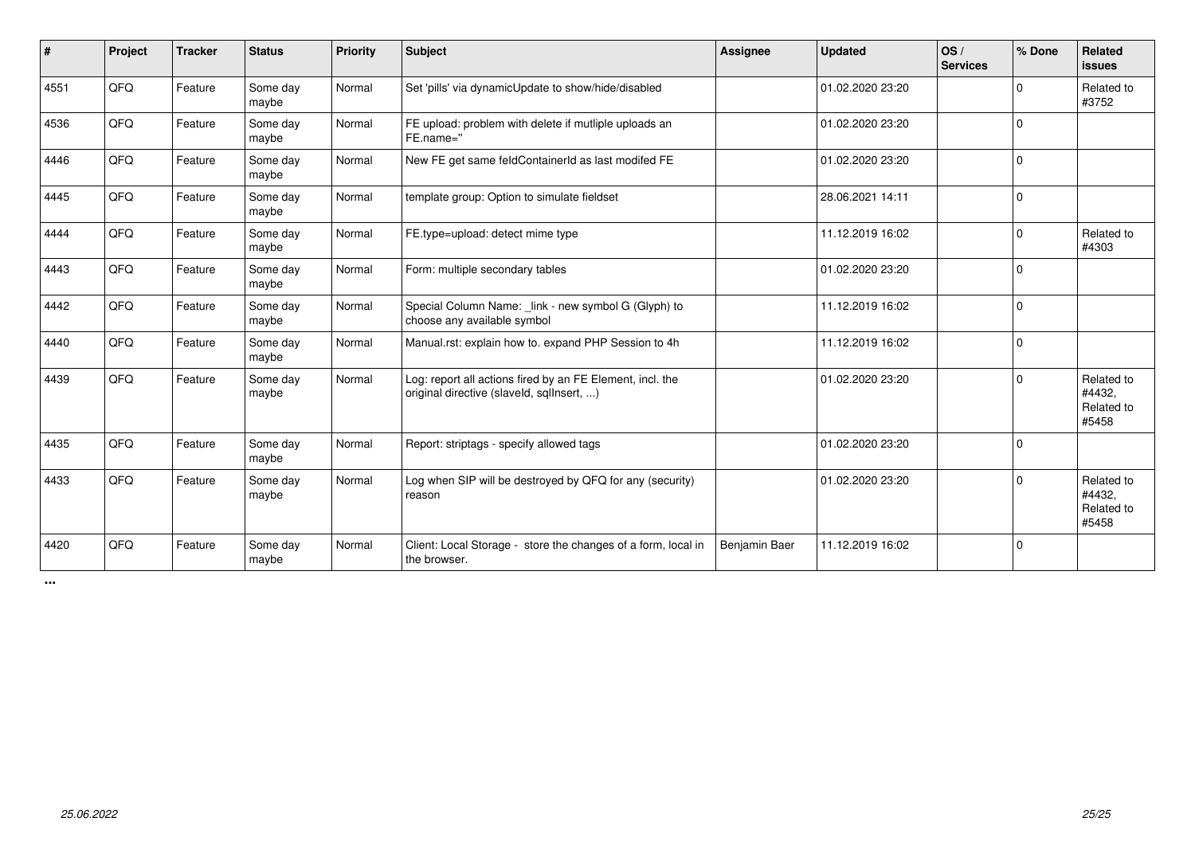| # | Project | Tracker | Status | Priority | Subject | Assignee | Updated | OS / Services | % Done | Related issues |
|---|---|---|---|---|---|---|---|---|---|---|
| 4551 | QFQ | Feature | Some day maybe | Normal | Set 'pills' via dynamicUpdate to show/hide/disabled | | 01.02.2020 23:20 | | 0 | Related to #3752 |
| 4536 | QFQ | Feature | Some day maybe | Normal | FE upload: problem with delete if mutliple uploads an FE.name=" | | 01.02.2020 23:20 | | 0 | |
| 4446 | QFQ | Feature | Some day maybe | Normal | New FE get same feldContainerId as last modifed FE | | 01.02.2020 23:20 | | 0 | |
| 4445 | QFQ | Feature | Some day maybe | Normal | template group: Option to simulate fieldset | | 28.06.2021 14:11 | | 0 | |
| 4444 | QFQ | Feature | Some day maybe | Normal | FE.type=upload: detect mime type | | 11.12.2019 16:02 | | 0 | Related to #4303 |
| 4443 | QFQ | Feature | Some day maybe | Normal | Form: multiple secondary tables | | 01.02.2020 23:20 | | 0 | |
| 4442 | QFQ | Feature | Some day maybe | Normal | Special Column Name: _link - new symbol G (Glyph) to choose any available symbol | | 11.12.2019 16:02 | | 0 | |
| 4440 | QFQ | Feature | Some day maybe | Normal | Manual.rst: explain how to. expand PHP Session to 4h | | 11.12.2019 16:02 | | 0 | |
| 4439 | QFQ | Feature | Some day maybe | Normal | Log: report all actions fired by an FE Element, incl. the original directive (slaveId, sqlInsert, ...) | | 01.02.2020 23:20 | | 0 | Related to #4432, Related to #5458 |
| 4435 | QFQ | Feature | Some day maybe | Normal | Report: striptags - specify allowed tags | | 01.02.2020 23:20 | | 0 | |
| 4433 | QFQ | Feature | Some day maybe | Normal | Log when SIP will be destroyed by QFQ for any (security) reason | | 01.02.2020 23:20 | | 0 | Related to #4432, Related to #5458 |
| 4420 | QFQ | Feature | Some day maybe | Normal | Client: Local Storage - store the changes of a form, local in the browser. | Benjamin Baer | 11.12.2019 16:02 | | 0 | |

...